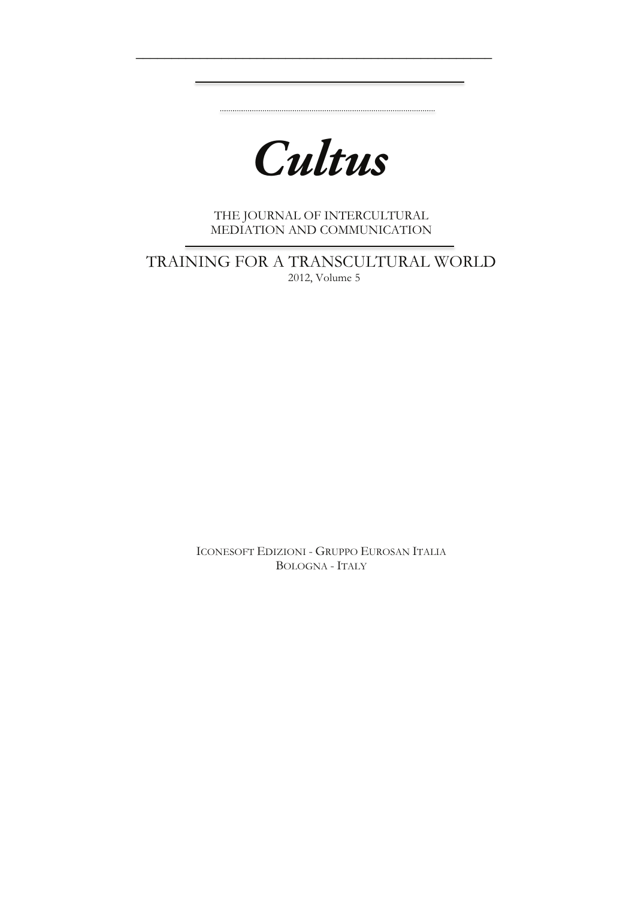# *Cultus*

THE JOURNAL OF INTERCULTURAL MEDIATION AND COMMUNICATION

## TRAINING FOR A TRANSCULTURAL WORLD

2012, Volume 5

ICONESOFT EDIZIONI - GRUPPO EUROSAN ITALIA
BOLOGNA - ITALY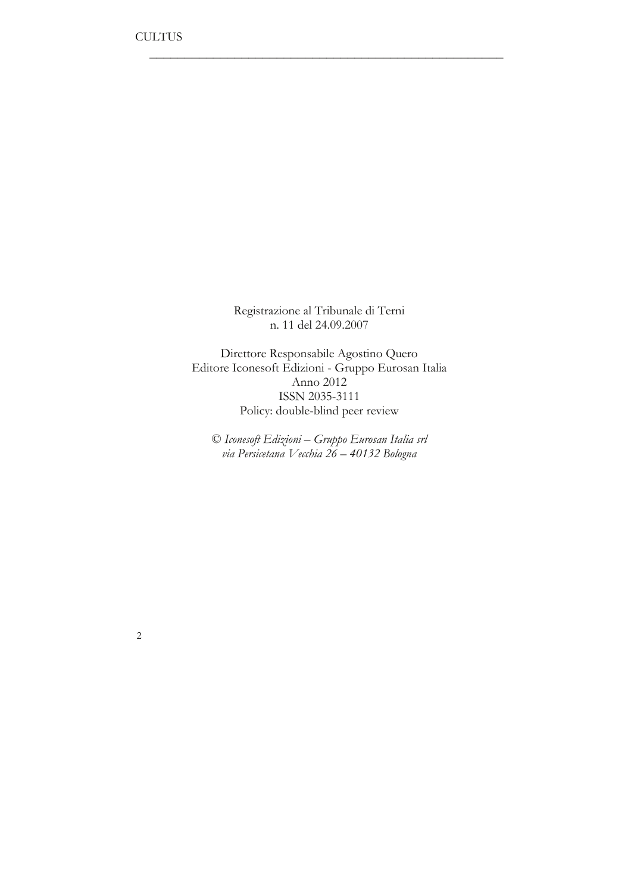Registrazione al Tribunale di Terni
n. 11 del 24.09.2007

Direttore Responsabile Agostino Quero
Editore Iconesoft Edizioni - Gruppo Eurosan Italia
Anno 2012
ISSN 2035-3111
Policy: double-blind peer review

*© Iconesoft Edizioni – Gruppo Eurosan Italia srl*
*via Persicetana Vecchia 26 – 40132 Bologna*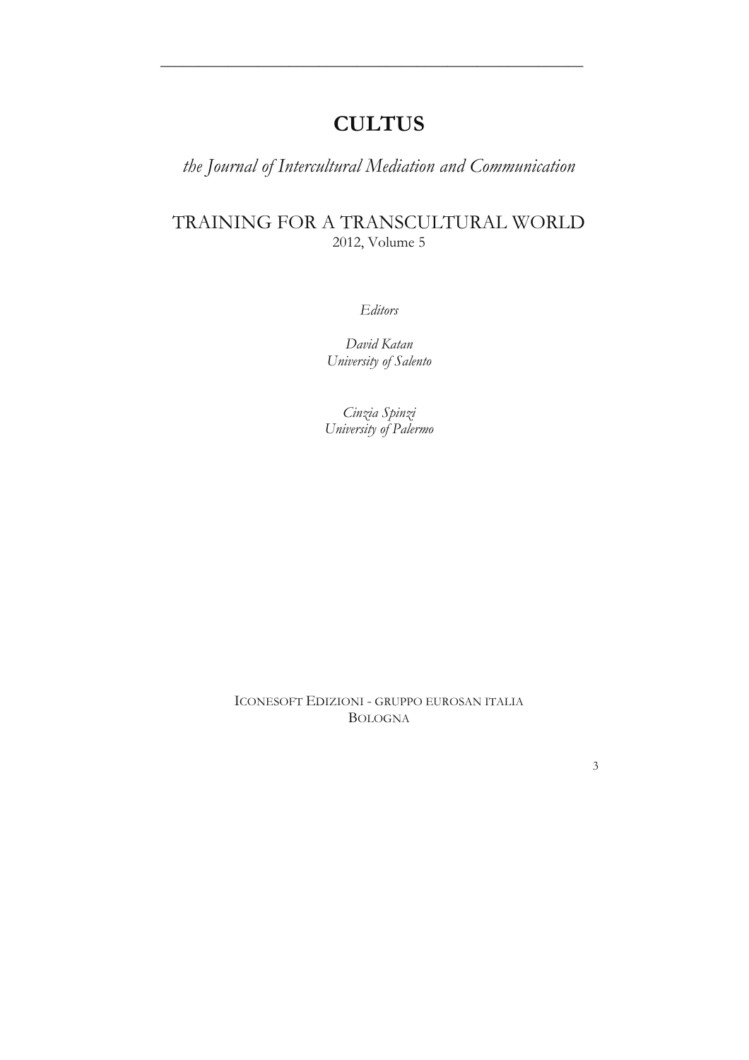# CULTUS

*the Journal of Intercultural Mediation and Communication*

TRAINING FOR A TRANSCULTURAL WORLD

2012, Volume 5

*Editors*

*David Katan*
*University of Salento*

*Cinzia Spinzi*
*University of Palermo*

ICONESOFT EDIZIONI - GRUPPO EUROSAN ITALIA
BOLOGNA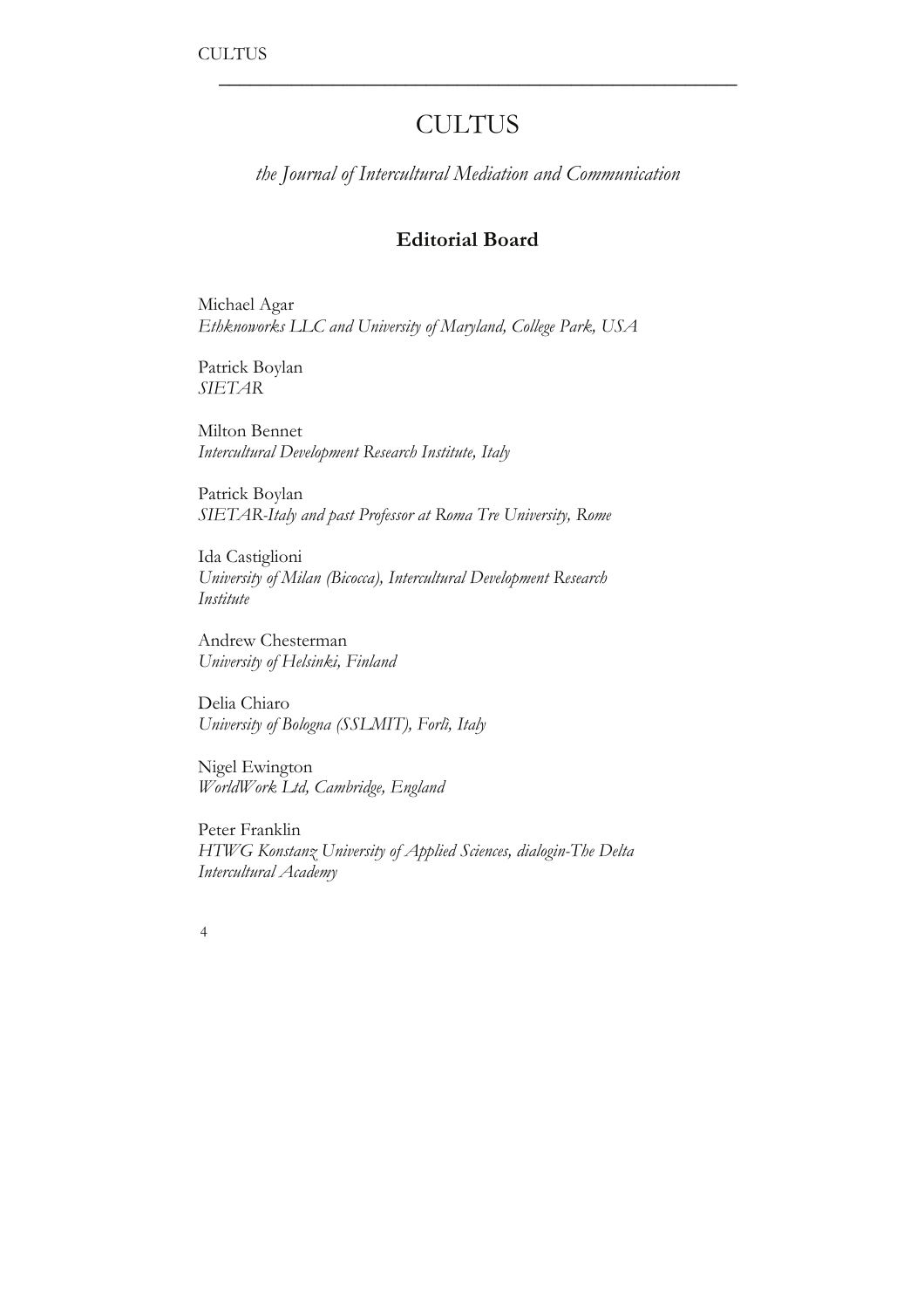# CULTUS

*the Journal of Intercultural Mediation and Communication*

## Editorial Board

Michael Agar
*Ethknoworks LLC and University of Maryland, College Park, USA*

Patrick Boylan
*SIETAR*

Milton Bennet
*Intercultural Development Research Institute, Italy*

Patrick Boylan
*SIETAR-Italy and past Professor at Roma Tre University, Rome*

Ida Castiglioni
*University of Milan (Bicocca), Intercultural Development Research Institute*

Andrew Chesterman
*University of Helsinki, Finland*

Delia Chiaro
*University of Bologna (SSLMIT), Forlì, Italy*

Nigel Ewington
*WorldWork Ltd, Cambridge, England*

Peter Franklin
*HTWG Konstanz University of Applied Sciences, dialogin-The Delta Intercultural Academy*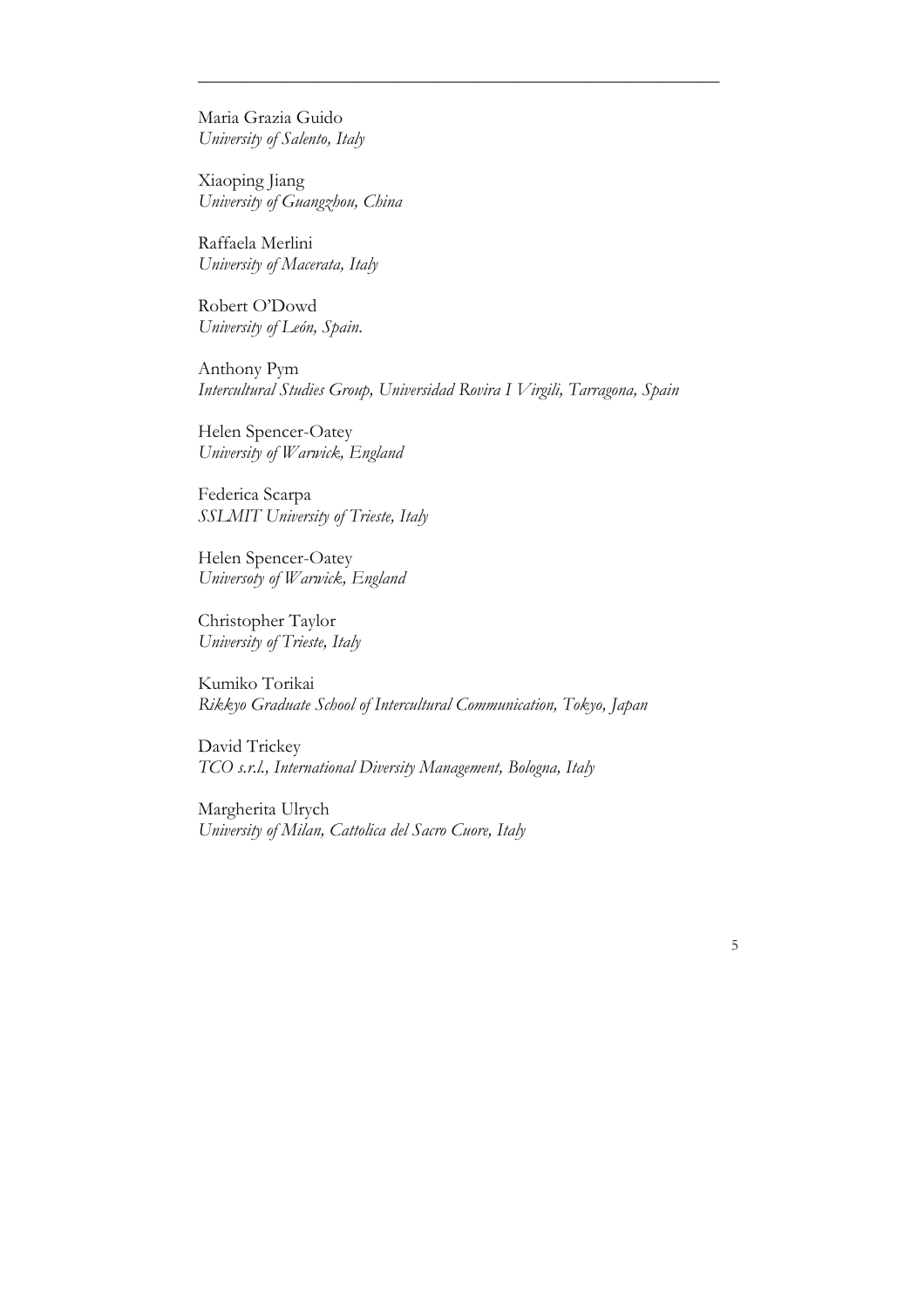Maria Grazia Guido  
*University of Salento, Italy*

Xiaoping Jiang  
*University of Guangzhou, China*

Raffaela Merlini  
*University of Macerata, Italy*

Robert O'Dowd  
*University of León, Spain.*

Anthony Pym  
*Intercultural Studies Group, Universidad Rovira I Virgili, Tarragona, Spain*

Helen Spencer-Oatey  
*University of Warwick, England*

Federica Scarpa  
*SSLMIT University of Trieste, Italy*

Helen Spencer-Oatey  
*Universoty of Warwick, England*

Christopher Taylor  
*University of Trieste, Italy*

Kumiko Torikai  
*Rikkyo Graduate School of Intercultural Communication, Tokyo, Japan*

David Trickey  
*TCO s.r.l., International Diversity Management, Bologna, Italy*

Margherita Ulrych  
*University of Milan, Cattolica del Sacro Cuore, Italy*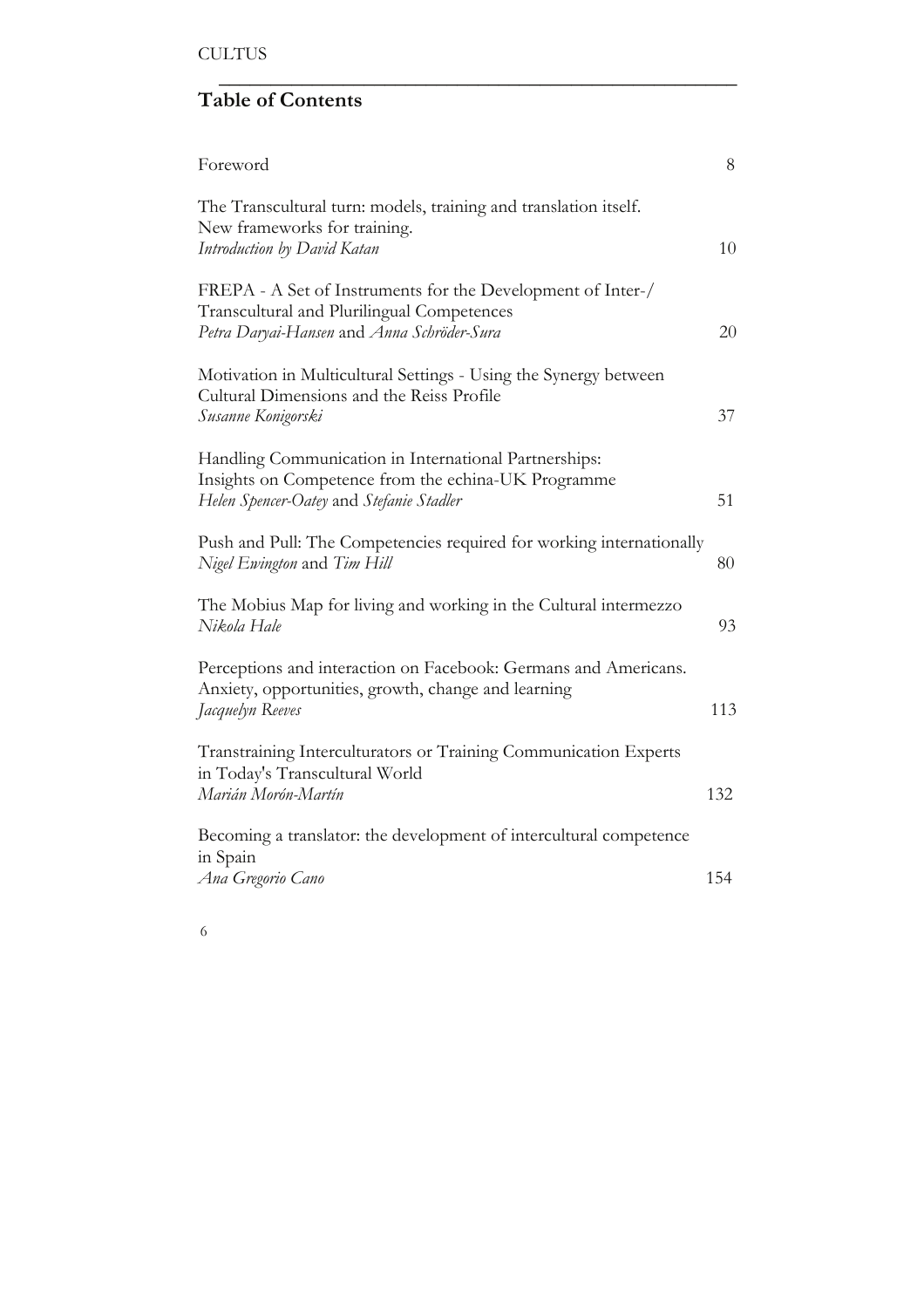## Table of Contents

| | |
|---|---|
| Foreword | 8 |
| The Transcultural turn: models, training and translation itself. New frameworks for training.<br>*Introduction by David Katan* | 10 |
| FREPA - A Set of Instruments for the Development of Inter-/ Transcultural and Plurilingual Competences<br>*Petra Daryai-Hansen* and *Anna Schröder-Sura* | 20 |
| Motivation in Multicultural Settings - Using the Synergy between Cultural Dimensions and the Reiss Profile<br>*Susanne Konigorski* | 37 |
| Handling Communication in International Partnerships: Insights on Competence from the echina-UK Programme<br>*Helen Spencer-Oatey* and *Stefanie Stadler* | 51 |
| Push and Pull: The Competencies required for working internationally<br>*Nigel Ewington* and *Tim Hill* | 80 |
| The Mobius Map for living and working in the Cultural intermezzo<br>*Nikola Hale* | 93 |
| Perceptions and interaction on Facebook: Germans and Americans. Anxiety, opportunities, growth, change and learning<br>*Jacquelyn Reeves* | 113 |
| Transtraining Interculturators or Training Communication Experts in Today's Transcultural World<br>*Marián Morón-Martín* | 132 |
| Becoming a translator: the development of intercultural competence in Spain<br>*Ana Gregorio Cano* | 154 |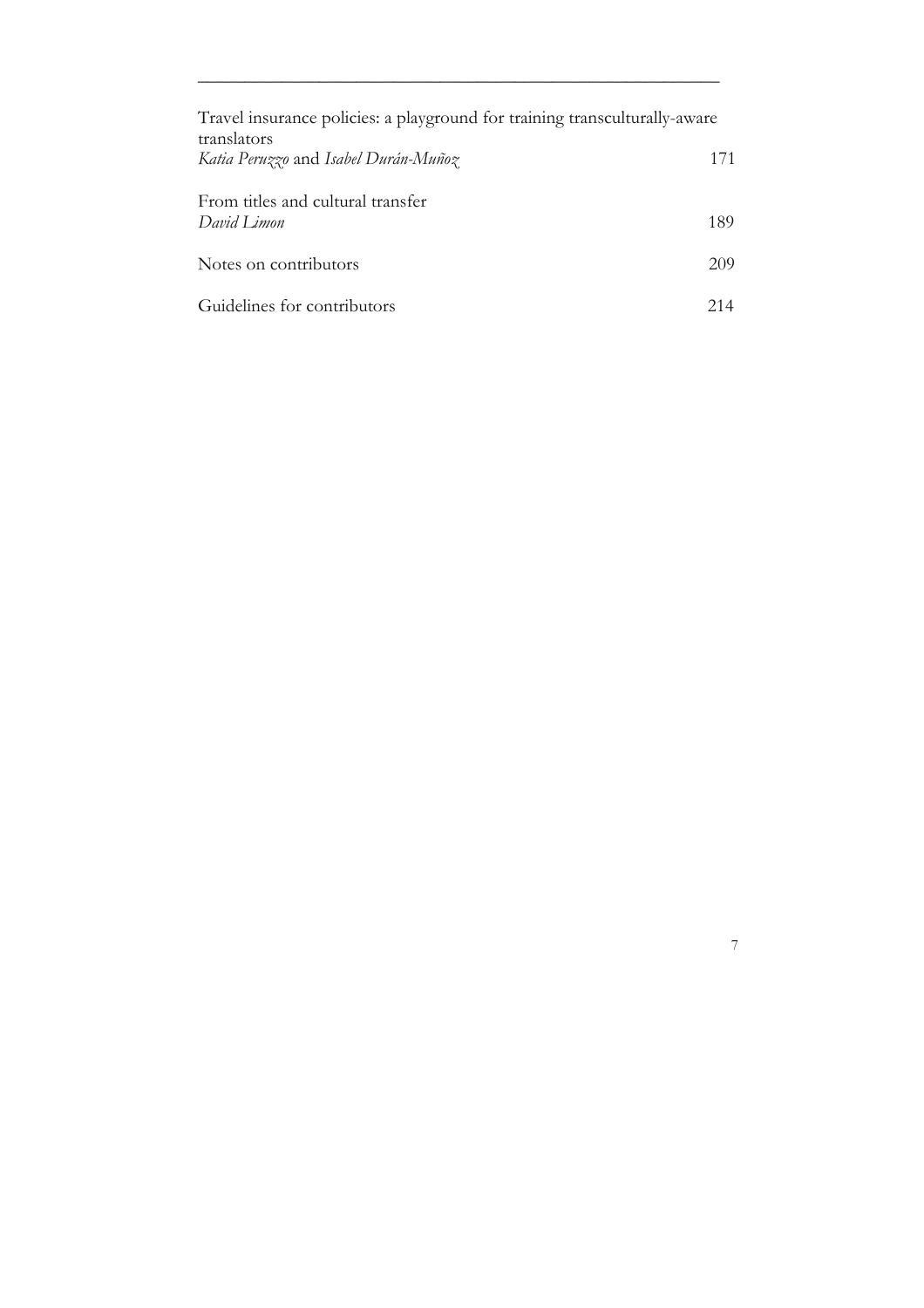Travel insurance policies: a playground for training transculturally-aware translators
*Katia Peruzzo* and *Isabel Durán-Muñoz* 171

From titles and cultural transfer
*David Limon* 189

Notes on contributors 209

Guidelines for contributors 214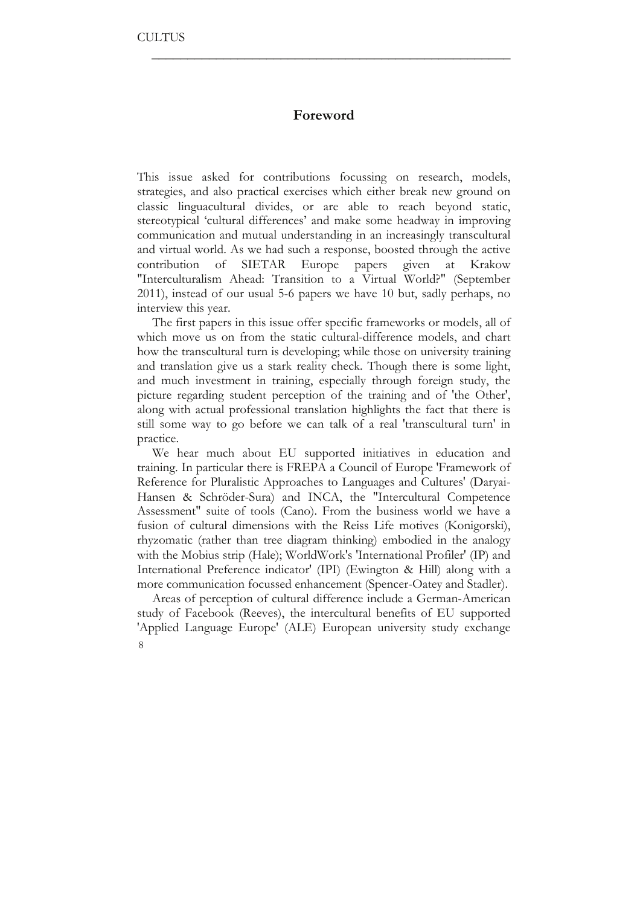# Foreword

This issue asked for contributions focussing on research, models, strategies, and also practical exercises which either break new ground on classic linguacultural divides, or are able to reach beyond static, stereotypical 'cultural differences' and make some headway in improving communication and mutual understanding in an increasingly transcultural and virtual world. As we had such a response, boosted through the active contribution of SIETAR Europe papers given at Krakow "Interculturalism Ahead: Transition to a Virtual World?" (September 2011), instead of our usual 5-6 papers we have 10 but, sadly perhaps, no interview this year.

The first papers in this issue offer specific frameworks or models, all of which move us on from the static cultural-difference models, and chart how the transcultural turn is developing; while those on university training and translation give us a stark reality check. Though there is some light, and much investment in training, especially through foreign study, the picture regarding student perception of the training and of 'the Other', along with actual professional translation highlights the fact that there is still some way to go before we can talk of a real 'transcultural turn' in practice.

We hear much about EU supported initiatives in education and training. In particular there is FREPA a Council of Europe 'Framework of Reference for Pluralistic Approaches to Languages and Cultures' (Daryai-Hansen & Schröder-Sura) and INCA, the "Intercultural Competence Assessment" suite of tools (Cano). From the business world we have a fusion of cultural dimensions with the Reiss Life motives (Konigorski), rhyzomatic (rather than tree diagram thinking) embodied in the analogy with the Mobius strip (Hale); WorldWork's 'International Profiler' (IP) and International Preference indicator' (IPI) (Ewington & Hill) along with a more communication focussed enhancement (Spencer-Oatey and Stadler).

Areas of perception of cultural difference include a German-American study of Facebook (Reeves), the intercultural benefits of EU supported 'Applied Language Europe' (ALE) European university study exchange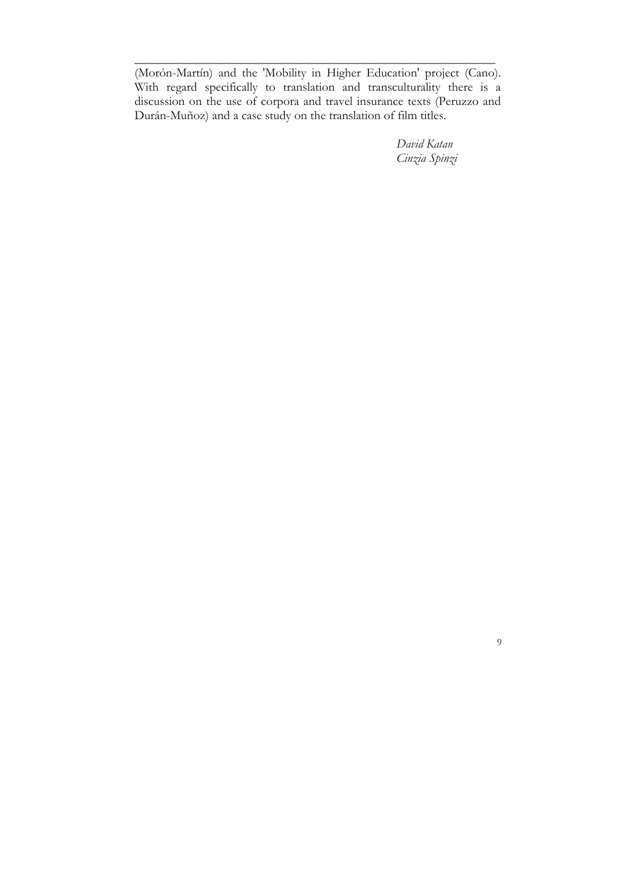(Morón-Martín) and the 'Mobility in Higher Education' project (Cano). With regard specifically to translation and transculturality there is a discussion on the use of corpora and travel insurance texts (Peruzzo and Durán-Muñoz) and a case study on the translation of film titles.

*David Katan*
*Cinzia Spinzi*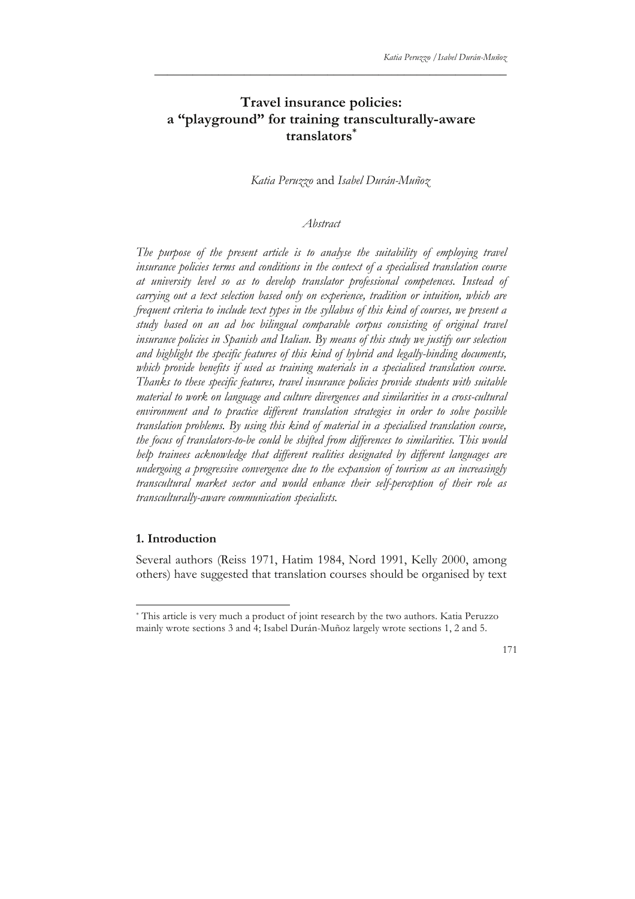# Travel insurance policies: a "playground" for training transculturally-aware translators[*]

*Katia Peruzzo* and *Isabel Durán-Muñoz*

*Abstract*

*The purpose of the present article is to analyse the suitability of employing travel insurance policies terms and conditions in the context of a specialised translation course at university level so as to develop translator professional competences. Instead of carrying out a text selection based only on experience, tradition or intuition, which are frequent criteria to include text types in the syllabus of this kind of courses, we present a study based on an ad hoc bilingual comparable corpus consisting of original travel insurance policies in Spanish and Italian. By means of this study we justify our selection and highlight the specific features of this kind of hybrid and legally-binding documents, which provide benefits if used as training materials in a specialised translation course. Thanks to these specific features, travel insurance policies provide students with suitable material to work on language and culture divergences and similarities in a cross-cultural environment and to practice different translation strategies in order to solve possible translation problems. By using this kind of material in a specialised translation course, the focus of translators-to-be could be shifted from differences to similarities. This would help trainees acknowledge that different realities designated by different languages are undergoing a progressive convergence due to the expansion of tourism as an increasingly transcultural market sector and would enhance their self-perception of their role as transculturally-aware communication specialists.*

## 1. Introduction

Several authors (Reiss 1971, Hatim 1984, Nord 1991, Kelly 2000, among others) have suggested that translation courses should be organised by text

[*] This article is very much a product of joint research by the two authors. Katia Peruzzo mainly wrote sections 3 and 4; Isabel Durán-Muñoz largely wrote sections 1, 2 and 5.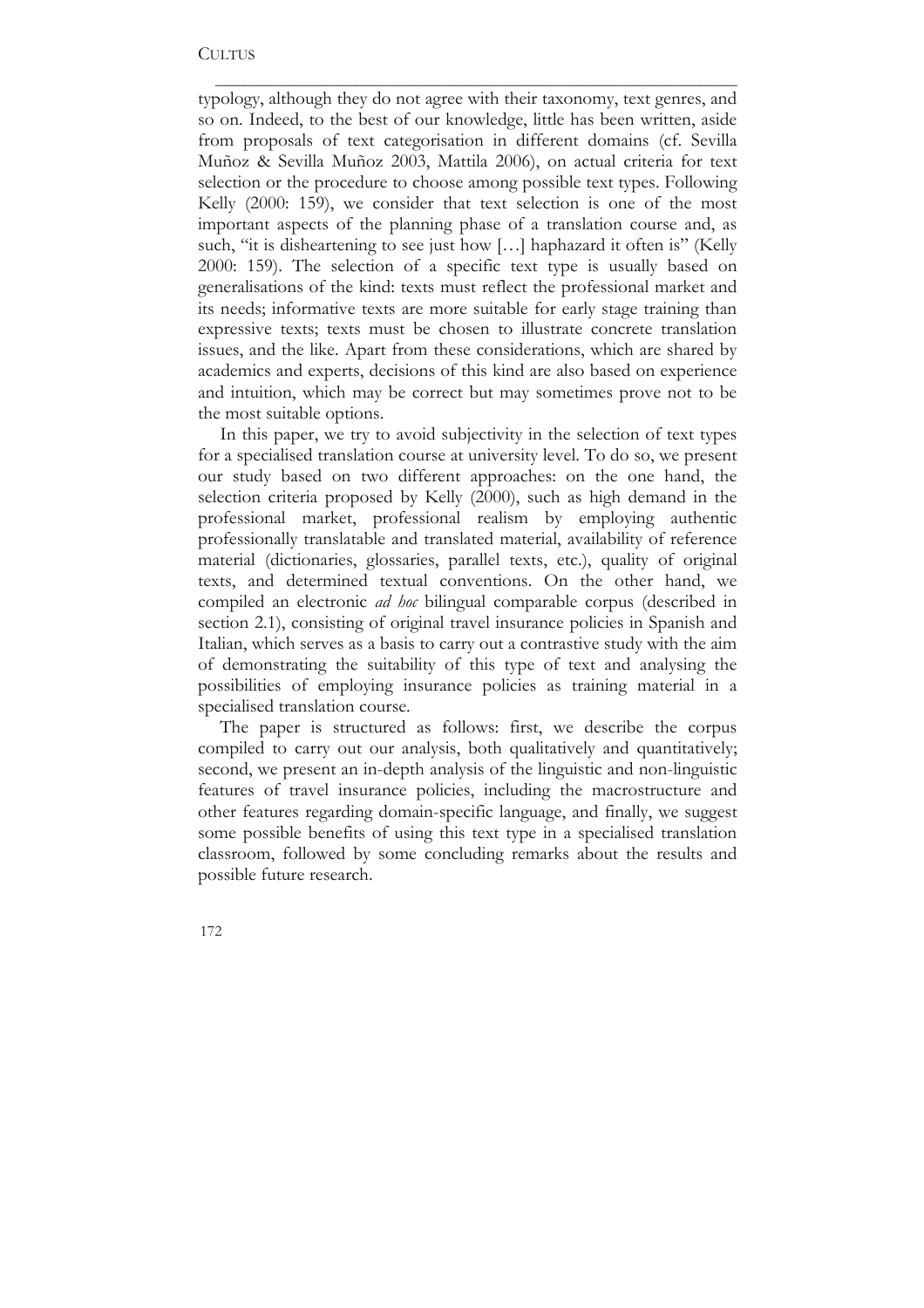typology, although they do not agree with their taxonomy, text genres, and so on. Indeed, to the best of our knowledge, little has been written, aside from proposals of text categorisation in different domains (cf. Sevilla Muñoz & Sevilla Muñoz 2003, Mattila 2006), on actual criteria for text selection or the procedure to choose among possible text types. Following Kelly (2000: 159), we consider that text selection is one of the most important aspects of the planning phase of a translation course and, as such, "it is disheartening to see just how […] haphazard it often is" (Kelly 2000: 159). The selection of a specific text type is usually based on generalisations of the kind: texts must reflect the professional market and its needs; informative texts are more suitable for early stage training than expressive texts; texts must be chosen to illustrate concrete translation issues, and the like. Apart from these considerations, which are shared by academics and experts, decisions of this kind are also based on experience and intuition, which may be correct but may sometimes prove not to be the most suitable options.

In this paper, we try to avoid subjectivity in the selection of text types for a specialised translation course at university level. To do so, we present our study based on two different approaches: on the one hand, the selection criteria proposed by Kelly (2000), such as high demand in the professional market, professional realism by employing authentic professionally translatable and translated material, availability of reference material (dictionaries, glossaries, parallel texts, etc.), quality of original texts, and determined textual conventions. On the other hand, we compiled an electronic *ad hoc* bilingual comparable corpus (described in section 2.1), consisting of original travel insurance policies in Spanish and Italian, which serves as a basis to carry out a contrastive study with the aim of demonstrating the suitability of this type of text and analysing the possibilities of employing insurance policies as training material in a specialised translation course.

The paper is structured as follows: first, we describe the corpus compiled to carry out our analysis, both qualitatively and quantitatively; second, we present an in-depth analysis of the linguistic and non-linguistic features of travel insurance policies, including the macrostructure and other features regarding domain-specific language, and finally, we suggest some possible benefits of using this text type in a specialised translation classroom, followed by some concluding remarks about the results and possible future research.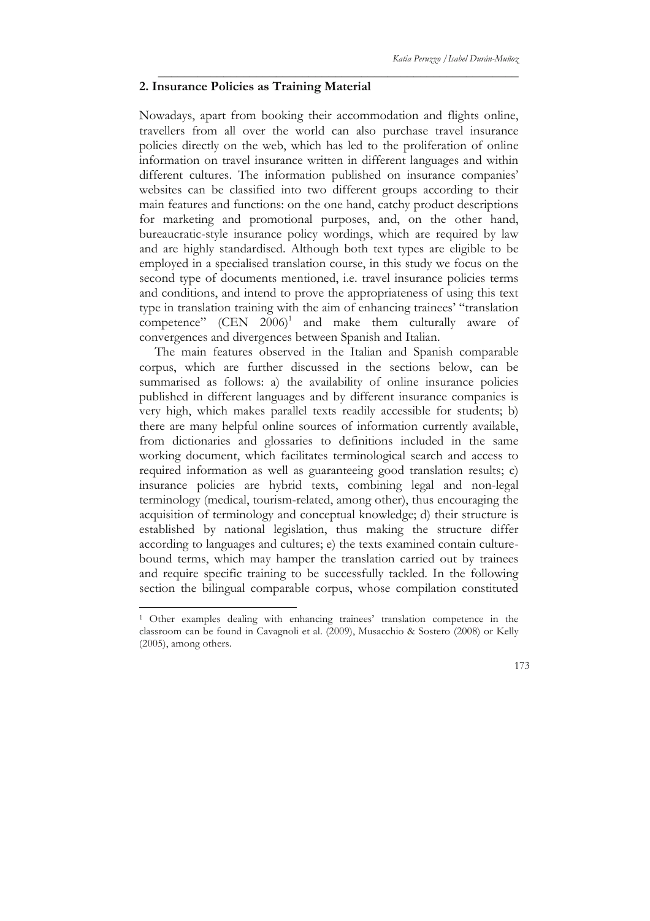## 2. Insurance Policies as Training Material

Nowadays, apart from booking their accommodation and flights online, travellers from all over the world can also purchase travel insurance policies directly on the web, which has led to the proliferation of online information on travel insurance written in different languages and within different cultures. The information published on insurance companies' websites can be classified into two different groups according to their main features and functions: on the one hand, catchy product descriptions for marketing and promotional purposes, and, on the other hand, bureaucratic-style insurance policy wordings, which are required by law and are highly standardised. Although both text types are eligible to be employed in a specialised translation course, in this study we focus on the second type of documents mentioned, i.e. travel insurance policies terms and conditions, and intend to prove the appropriateness of using this text type in translation training with the aim of enhancing trainees' "translation competence" (CEN 2006)[1] and make them culturally aware of convergences and divergences between Spanish and Italian.

The main features observed in the Italian and Spanish comparable corpus, which are further discussed in the sections below, can be summarised as follows: a) the availability of online insurance policies published in different languages and by different insurance companies is very high, which makes parallel texts readily accessible for students; b) there are many helpful online sources of information currently available, from dictionaries and glossaries to definitions included in the same working document, which facilitates terminological search and access to required information as well as guaranteeing good translation results; c) insurance policies are hybrid texts, combining legal and non-legal terminology (medical, tourism-related, among other), thus encouraging the acquisition of terminology and conceptual knowledge; d) their structure is established by national legislation, thus making the structure differ according to languages and cultures; e) the texts examined contain culture-bound terms, which may hamper the translation carried out by trainees and require specific training to be successfully tackled. In the following section the bilingual comparable corpus, whose compilation constituted

[1] Other examples dealing with enhancing trainees' translation competence in the classroom can be found in Cavagnoli et al. (2009), Musacchio & Sostero (2008) or Kelly (2005), among others.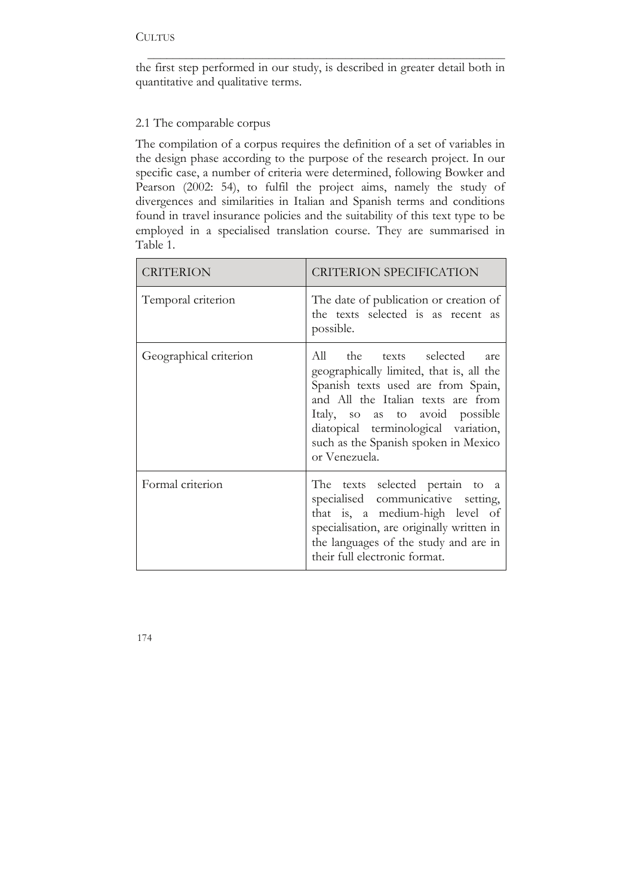the first step performed in our study, is described in greater detail both in quantitative and qualitative terms.

## 2.1 The comparable corpus

The compilation of a corpus requires the definition of a set of variables in the design phase according to the purpose of the research project. In our specific case, a number of criteria were determined, following Bowker and Pearson (2002: 54), to fulfil the project aims, namely the study of divergences and similarities in Italian and Spanish terms and conditions found in travel insurance policies and the suitability of this text type to be employed in a specialised translation course. They are summarised in Table 1.

| CRITERION | CRITERION SPECIFICATION |
|---|---|
| Temporal criterion | The date of publication or creation of the texts selected is as recent as possible. |
| Geographical criterion | All the texts selected are geographically limited, that is, all the Spanish texts used are from Spain, and All the Italian texts are from Italy, so as to avoid possible diatopical terminological variation, such as the Spanish spoken in Mexico or Venezuela. |
| Formal criterion | The texts selected pertain to a specialised communicative setting, that is, a medium-high level of specialisation, are originally written in the languages of the study and are in their full electronic format. |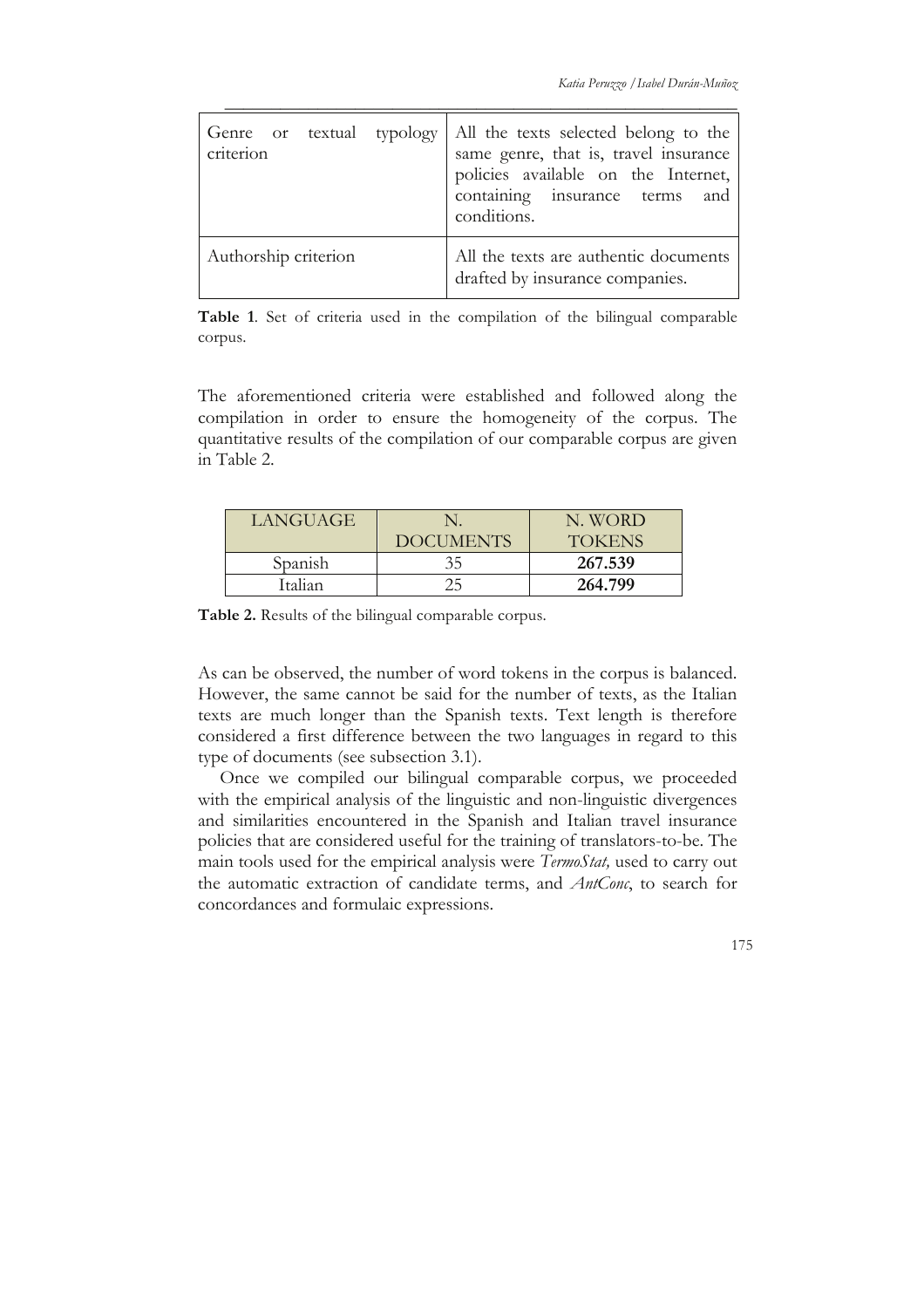| | |
|---|---|
| Genre or textual typology criterion | All the texts selected belong to the same genre, that is, travel insurance policies available on the Internet, containing insurance terms and conditions. |
| Authorship criterion | All the texts are authentic documents drafted by insurance companies. |

**Table 1**. Set of criteria used in the compilation of the bilingual comparable corpus.

The aforementioned criteria were established and followed along the compilation in order to ensure the homogeneity of the corpus. The quantitative results of the compilation of our comparable corpus are given in Table 2.

| LANGUAGE | N. DOCUMENTS | N. WORD TOKENS |
|---|---|---|
| Spanish | 35 | **267.539** |
| Italian | 25 | **264.799** |

**Table 2.** Results of the bilingual comparable corpus.

As can be observed, the number of word tokens in the corpus is balanced. However, the same cannot be said for the number of texts, as the Italian texts are much longer than the Spanish texts. Text length is therefore considered a first difference between the two languages in regard to this type of documents (see subsection 3.1).

Once we compiled our bilingual comparable corpus, we proceeded with the empirical analysis of the linguistic and non-linguistic divergences and similarities encountered in the Spanish and Italian travel insurance policies that are considered useful for the training of translators-to-be. The main tools used for the empirical analysis were *TermoStat,* used to carry out the automatic extraction of candidate terms, and *AntConc*, to search for concordances and formulaic expressions.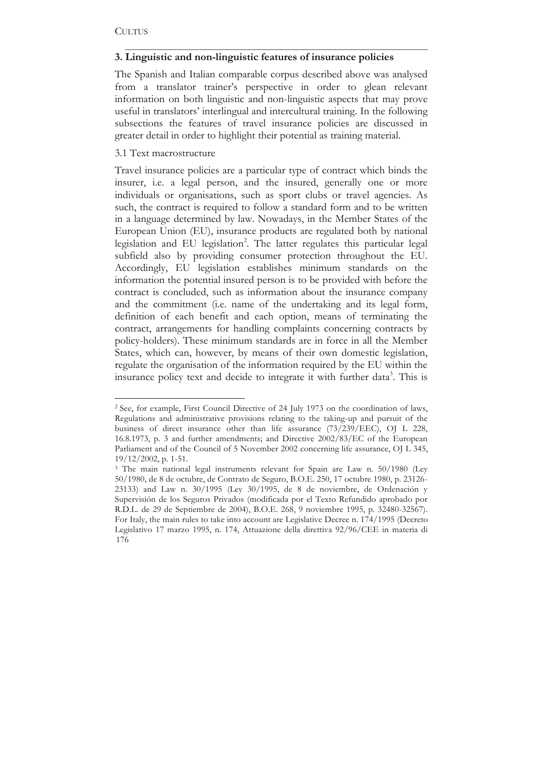## 3. Linguistic and non-linguistic features of insurance policies

The Spanish and Italian comparable corpus described above was analysed from a translator trainer's perspective in order to glean relevant information on both linguistic and non-linguistic aspects that may prove useful in translators' interlingual and intercultural training. In the following subsections the features of travel insurance policies are discussed in greater detail in order to highlight their potential as training material.

### 3.1 Text macrostructure

Travel insurance policies are a particular type of contract which binds the insurer, i.e. a legal person, and the insured, generally one or more individuals or organisations, such as sport clubs or travel agencies. As such, the contract is required to follow a standard form and to be written in a language determined by law. Nowadays, in the Member States of the European Union (EU), insurance products are regulated both by national legislation and EU legislation[2]. The latter regulates this particular legal subfield also by providing consumer protection throughout the EU. Accordingly, EU legislation establishes minimum standards on the information the potential insured person is to be provided with before the contract is concluded, such as information about the insurance company and the commitment (i.e. name of the undertaking and its legal form, definition of each benefit and each option, means of terminating the contract, arrangements for handling complaints concerning contracts by policy-holders). These minimum standards are in force in all the Member States, which can, however, by means of their own domestic legislation, regulate the organisation of the information required by the EU within the insurance policy text and decide to integrate it with further data[3]. This is

---

[2] See, for example, First Council Directive of 24 July 1973 on the coordination of laws, Regulations and administrative provisions relating to the taking-up and pursuit of the business of direct insurance other than life assurance (73/239/EEC), OJ L 228, 16.8.1973, p. 3 and further amendments; and Directive 2002/83/EC of the European Parliament and of the Council of 5 November 2002 concerning life assurance, OJ L 345, 19/12/2002, p. 1-51.

[3] The main national legal instruments relevant for Spain are Law n. 50/1980 (Ley 50/1980, de 8 de octubre, de Contrato de Seguro, B.O.E. 250, 17 octubre 1980, p. 23126-23133) and Law n. 30/1995 (Ley 30/1995, de 8 de noviembre, de Ordenación y Supervisión de los Seguros Privados (modificada por el Texto Refundido aprobado por R.D.L. de 29 de Septiembre de 2004), B.O.E. 268, 9 noviembre 1995, p. 32480-32567). For Italy, the main rules to take into account are Legislative Decree n. 174/1995 (Decreto Legislativo 17 marzo 1995, n. 174, Attuazione della direttiva 92/96/CEE in materia di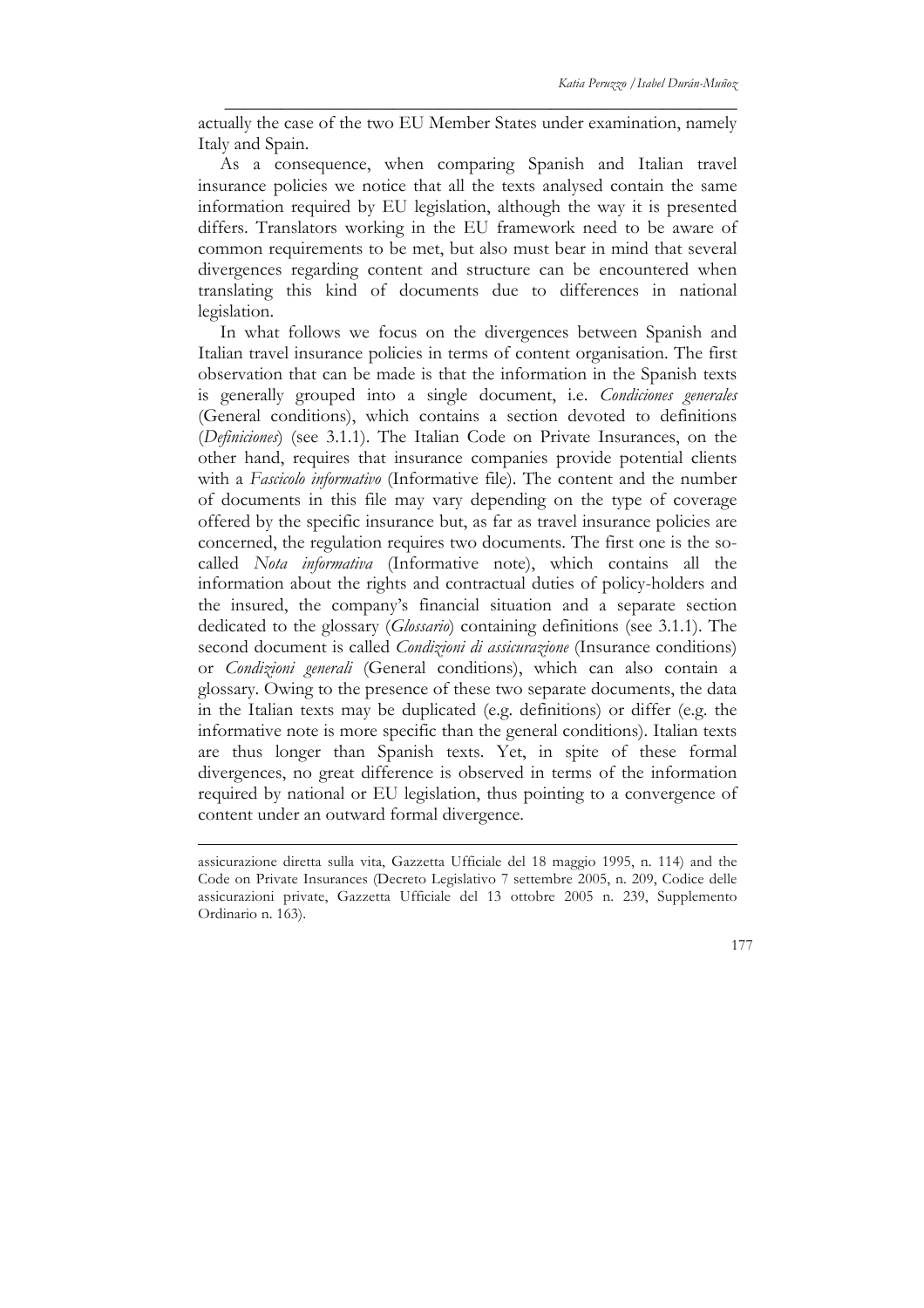actually the case of the two EU Member States under examination, namely Italy and Spain.

As a consequence, when comparing Spanish and Italian travel insurance policies we notice that all the texts analysed contain the same information required by EU legislation, although the way it is presented differs. Translators working in the EU framework need to be aware of common requirements to be met, but also must bear in mind that several divergences regarding content and structure can be encountered when translating this kind of documents due to differences in national legislation.

In what follows we focus on the divergences between Spanish and Italian travel insurance policies in terms of content organisation. The first observation that can be made is that the information in the Spanish texts is generally grouped into a single document, i.e. *Condiciones generales* (General conditions), which contains a section devoted to definitions (*Definiciones*) (see 3.1.1). The Italian Code on Private Insurances, on the other hand, requires that insurance companies provide potential clients with a *Fascicolo informativo* (Informative file). The content and the number of documents in this file may vary depending on the type of coverage offered by the specific insurance but, as far as travel insurance policies are concerned, the regulation requires two documents. The first one is the so-called *Nota informativa* (Informative note), which contains all the information about the rights and contractual duties of policy-holders and the insured, the company's financial situation and a separate section dedicated to the glossary (*Glossario*) containing definitions (see 3.1.1). The second document is called *Condizioni di assicurazione* (Insurance conditions) or *Condizioni generali* (General conditions), which can also contain a glossary. Owing to the presence of these two separate documents, the data in the Italian texts may be duplicated (e.g. definitions) or differ (e.g. the informative note is more specific than the general conditions). Italian texts are thus longer than Spanish texts. Yet, in spite of these formal divergences, no great difference is observed in terms of the information required by national or EU legislation, thus pointing to a convergence of content under an outward formal divergence.

assicurazione diretta sulla vita, Gazzetta Ufficiale del 18 maggio 1995, n. 114) and the Code on Private Insurances (Decreto Legislativo 7 settembre 2005, n. 209, Codice delle assicurazioni private, Gazzetta Ufficiale del 13 ottobre 2005 n. 239, Supplemento Ordinario n. 163).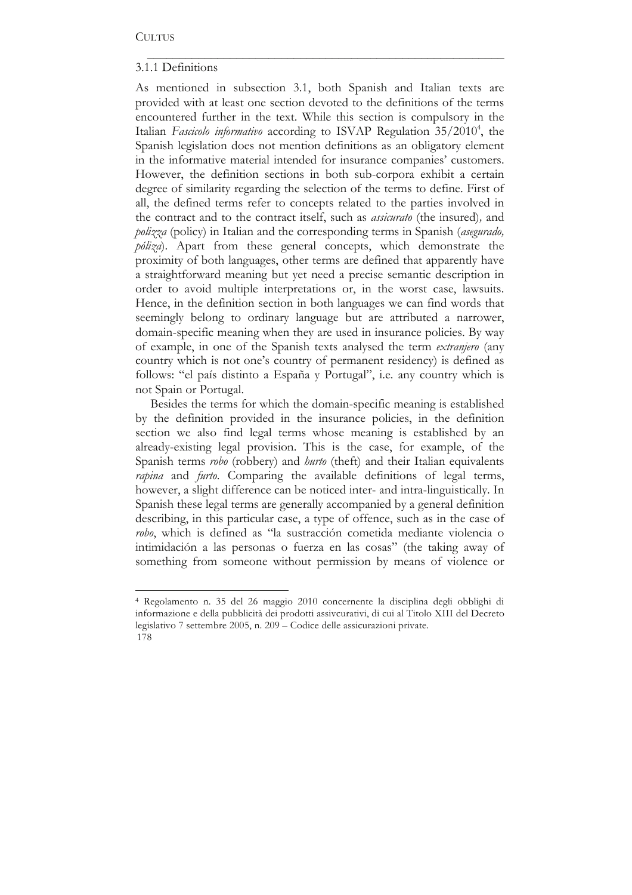### 3.1.1 Definitions

As mentioned in subsection 3.1, both Spanish and Italian texts are provided with at least one section devoted to the definitions of the terms encountered further in the text. While this section is compulsory in the Italian *Fascicolo informativo* according to ISVAP Regulation 35/2010[4], the Spanish legislation does not mention definitions as an obligatory element in the informative material intended for insurance companies' customers. However, the definition sections in both sub-corpora exhibit a certain degree of similarity regarding the selection of the terms to define. First of all, the defined terms refer to concepts related to the parties involved in the contract and to the contract itself, such as *assicurato* (the insured), and *polizza* (policy) in Italian and the corresponding terms in Spanish (*asegurado, póliza*). Apart from these general concepts, which demonstrate the proximity of both languages, other terms are defined that apparently have a straightforward meaning but yet need a precise semantic description in order to avoid multiple interpretations or, in the worst case, lawsuits. Hence, in the definition section in both languages we can find words that seemingly belong to ordinary language but are attributed a narrower, domain-specific meaning when they are used in insurance policies. By way of example, in one of the Spanish texts analysed the term *extranjero* (any country which is not one's country of permanent residency) is defined as follows: "el país distinto a España y Portugal", i.e. any country which is not Spain or Portugal.

Besides the terms for which the domain-specific meaning is established by the definition provided in the insurance policies, in the definition section we also find legal terms whose meaning is established by an already-existing legal provision. This is the case, for example, of the Spanish terms *robo* (robbery) and *hurto* (theft) and their Italian equivalents *rapina* and *furto*. Comparing the available definitions of legal terms, however, a slight difference can be noticed inter- and intra-linguistically. In Spanish these legal terms are generally accompanied by a general definition describing, in this particular case, a type of offence, such as in the case of *robo*, which is defined as "la sustracción cometida mediante violencia o intimidación a las personas o fuerza en las cosas" (the taking away of something from someone without permission by means of violence or

---

[4] Regolamento n. 35 del 26 maggio 2010 concernente la disciplina degli obblighi di informazione e della pubblicità dei prodotti assivcurativi, di cui al Titolo XIII del Decreto legislativo 7 settembre 2005, n. 209 – Codice delle assicurazioni private.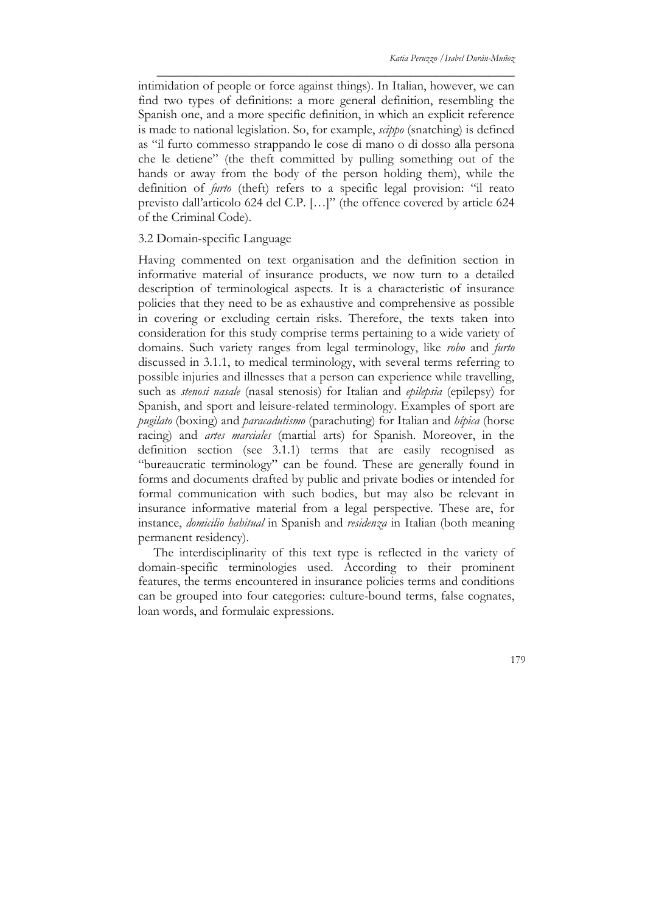intimidation of people or force against things). In Italian, however, we can find two types of definitions: a more general definition, resembling the Spanish one, and a more specific definition, in which an explicit reference is made to national legislation. So, for example, *scippo* (snatching) is defined as "il furto commesso strappando le cose di mano o di dosso alla persona che le detiene" (the theft committed by pulling something out of the hands or away from the body of the person holding them), while the definition of *furto* (theft) refers to a specific legal provision: "il reato previsto dall'articolo 624 del C.P. […]" (the offence covered by article 624 of the Criminal Code).

### 3.2 Domain-specific Language

Having commented on text organisation and the definition section in informative material of insurance products, we now turn to a detailed description of terminological aspects. It is a characteristic of insurance policies that they need to be as exhaustive and comprehensive as possible in covering or excluding certain risks. Therefore, the texts taken into consideration for this study comprise terms pertaining to a wide variety of domains. Such variety ranges from legal terminology, like *robo* and *furto* discussed in 3.1.1, to medical terminology, with several terms referring to possible injuries and illnesses that a person can experience while travelling, such as *stenosi nasale* (nasal stenosis) for Italian and *epilepsia* (epilepsy) for Spanish, and sport and leisure-related terminology. Examples of sport are *pugilato* (boxing) and *paracadutismo* (parachuting) for Italian and *hípica* (horse racing) and *artes marciales* (martial arts) for Spanish. Moreover, in the definition section (see 3.1.1) terms that are easily recognised as "bureaucratic terminology" can be found. These are generally found in forms and documents drafted by public and private bodies or intended for formal communication with such bodies, but may also be relevant in insurance informative material from a legal perspective. These are, for instance, *domicilio habitual* in Spanish and *residenza* in Italian (both meaning permanent residency).

The interdisciplinarity of this text type is reflected in the variety of domain-specific terminologies used. According to their prominent features, the terms encountered in insurance policies terms and conditions can be grouped into four categories: culture-bound terms, false cognates, loan words, and formulaic expressions.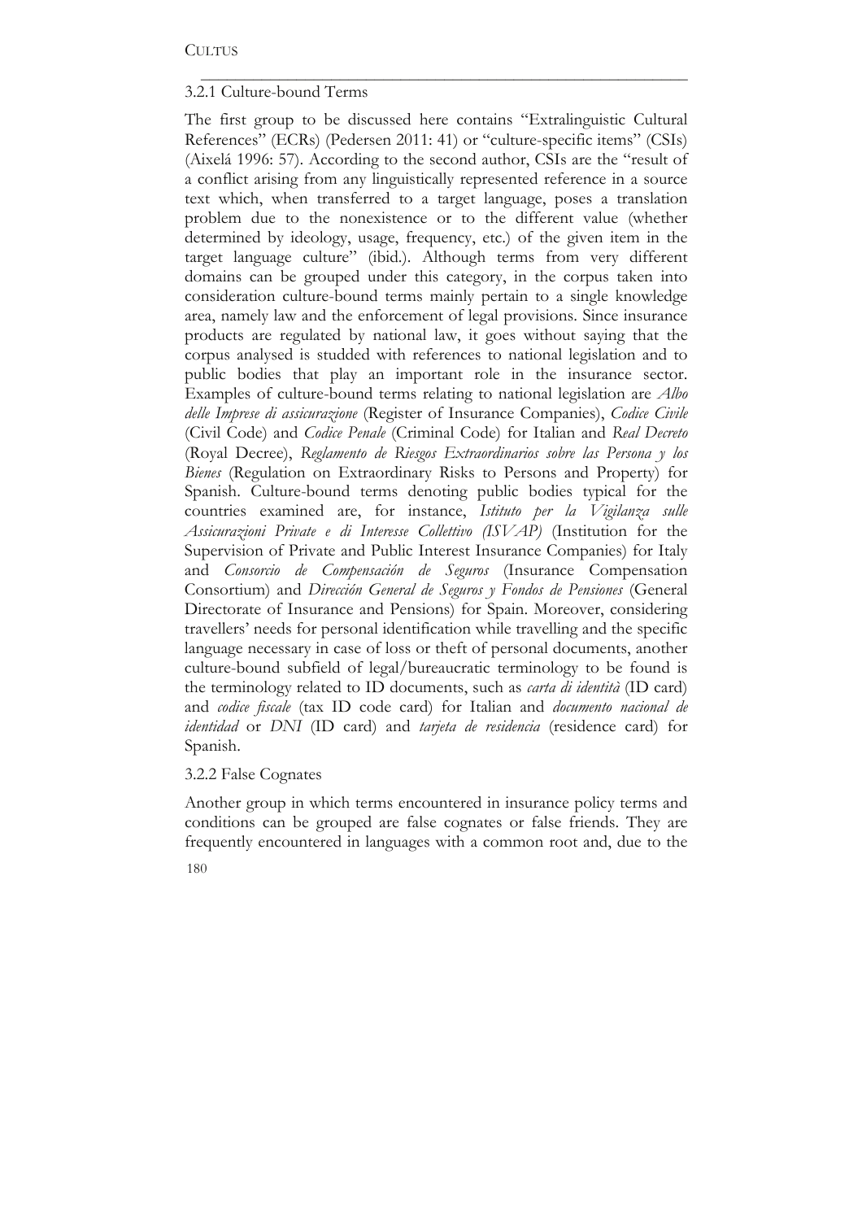### 3.2.1 Culture-bound Terms

The first group to be discussed here contains "Extralinguistic Cultural References" (ECRs) (Pedersen 2011: 41) or "culture-specific items" (CSIs) (Aixelá 1996: 57). According to the second author, CSIs are the "result of a conflict arising from any linguistically represented reference in a source text which, when transferred to a target language, poses a translation problem due to the nonexistence or to the different value (whether determined by ideology, usage, frequency, etc.) of the given item in the target language culture" (ibid.). Although terms from very different domains can be grouped under this category, in the corpus taken into consideration culture-bound terms mainly pertain to a single knowledge area, namely law and the enforcement of legal provisions. Since insurance products are regulated by national law, it goes without saying that the corpus analysed is studded with references to national legislation and to public bodies that play an important role in the insurance sector. Examples of culture-bound terms relating to national legislation are *Albo delle Imprese di assicurazione* (Register of Insurance Companies), *Codice Civile* (Civil Code) and *Codice Penale* (Criminal Code) for Italian and *Real Decreto* (Royal Decree), *Reglamento de Riesgos Extraordinarios sobre las Persona y los Bienes* (Regulation on Extraordinary Risks to Persons and Property) for Spanish. Culture-bound terms denoting public bodies typical for the countries examined are, for instance, *Istituto per la Vigilanza sulle Assicurazioni Private e di Interesse Collettivo (ISVAP)* (Institution for the Supervision of Private and Public Interest Insurance Companies) for Italy and *Consorcio de Compensación de Seguros* (Insurance Compensation Consortium) and *Dirección General de Seguros y Fondos de Pensiones* (General Directorate of Insurance and Pensions) for Spain. Moreover, considering travellers' needs for personal identification while travelling and the specific language necessary in case of loss or theft of personal documents, another culture-bound subfield of legal/bureaucratic terminology to be found is the terminology related to ID documents, such as *carta di identità* (ID card) and *codice fiscale* (tax ID code card) for Italian and *documento nacional de identidad* or *DNI* (ID card) and *tarjeta de residencia* (residence card) for Spanish.

### 3.2.2 False Cognates

Another group in which terms encountered in insurance policy terms and conditions can be grouped are false cognates or false friends. They are frequently encountered in languages with a common root and, due to the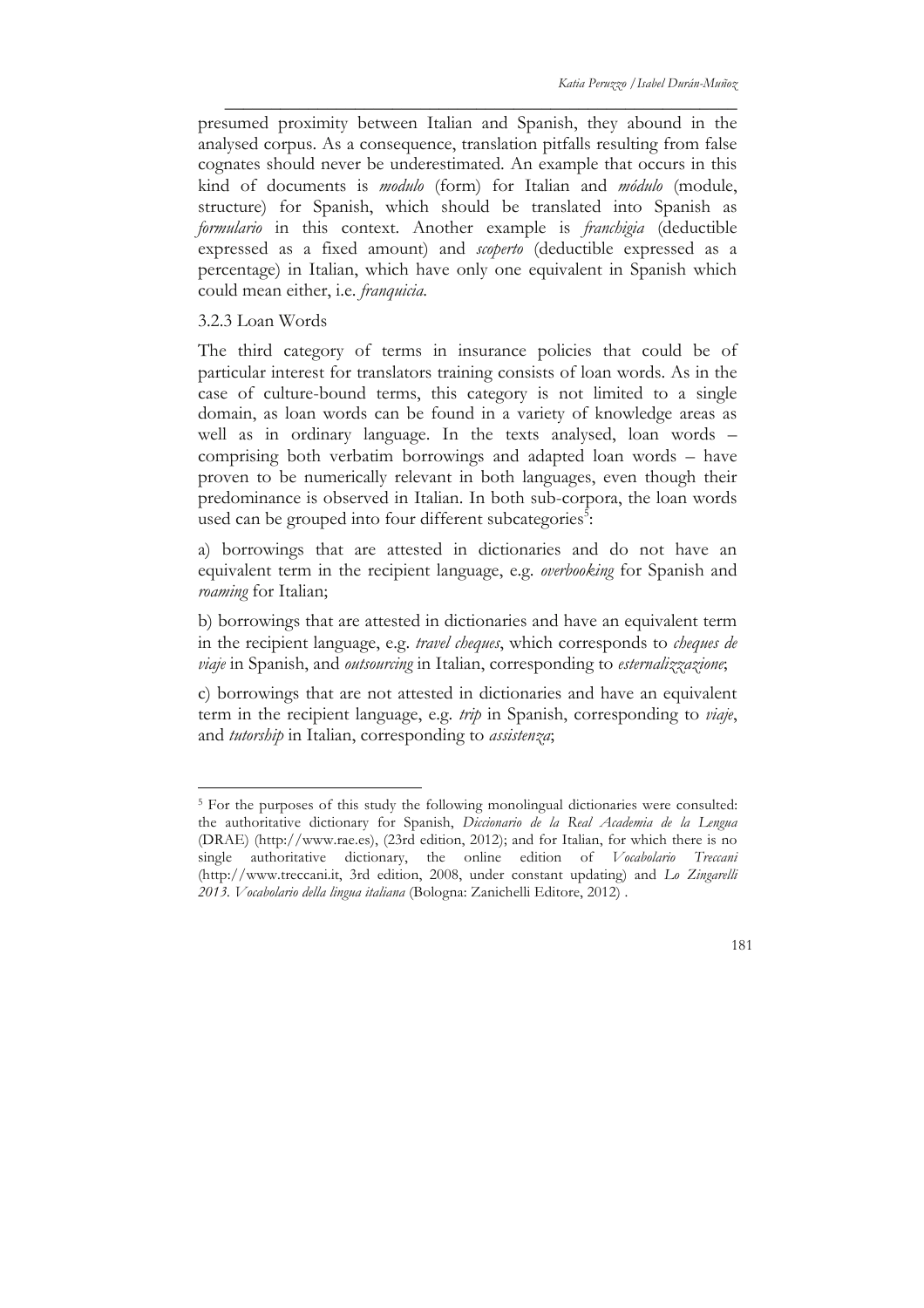presumed proximity between Italian and Spanish, they abound in the analysed corpus. As a consequence, translation pitfalls resulting from false cognates should never be underestimated. An example that occurs in this kind of documents is *modulo* (form) for Italian and *módulo* (module, structure) for Spanish, which should be translated into Spanish as *formulario* in this context. Another example is *franchigia* (deductible expressed as a fixed amount) and *scoperto* (deductible expressed as a percentage) in Italian, which have only one equivalent in Spanish which could mean either, i.e. *franquicia*.

### 3.2.3 Loan Words

The third category of terms in insurance policies that could be of particular interest for translators training consists of loan words. As in the case of culture-bound terms, this category is not limited to a single domain, as loan words can be found in a variety of knowledge areas as well as in ordinary language. In the texts analysed, loan words – comprising both verbatim borrowings and adapted loan words – have proven to be numerically relevant in both languages, even though their predominance is observed in Italian. In both sub-corpora, the loan words used can be grouped into four different subcategories[5]:

a) borrowings that are attested in dictionaries and do not have an equivalent term in the recipient language, e.g. *overbooking* for Spanish and *roaming* for Italian;

b) borrowings that are attested in dictionaries and have an equivalent term in the recipient language, e.g. *travel cheques*, which corresponds to *cheques de viaje* in Spanish, and *outsourcing* in Italian, corresponding to *esternalizzazione*;

c) borrowings that are not attested in dictionaries and have an equivalent term in the recipient language, e.g. *trip* in Spanish, corresponding to *viaje*, and *tutorship* in Italian, corresponding to *assistenza*;

---

[5] For the purposes of this study the following monolingual dictionaries were consulted: the authoritative dictionary for Spanish, *Diccionario de la Real Academia de la Lengua* (DRAE) (http://www.rae.es), (23rd edition, 2012); and for Italian, for which there is no single authoritative dictionary, the online edition of *Vocabolario Treccani* (http://www.treccani.it, 3rd edition, 2008, under constant updating) and *Lo Zingarelli 2013. Vocabolario della lingua italiana* (Bologna: Zanichelli Editore, 2012) .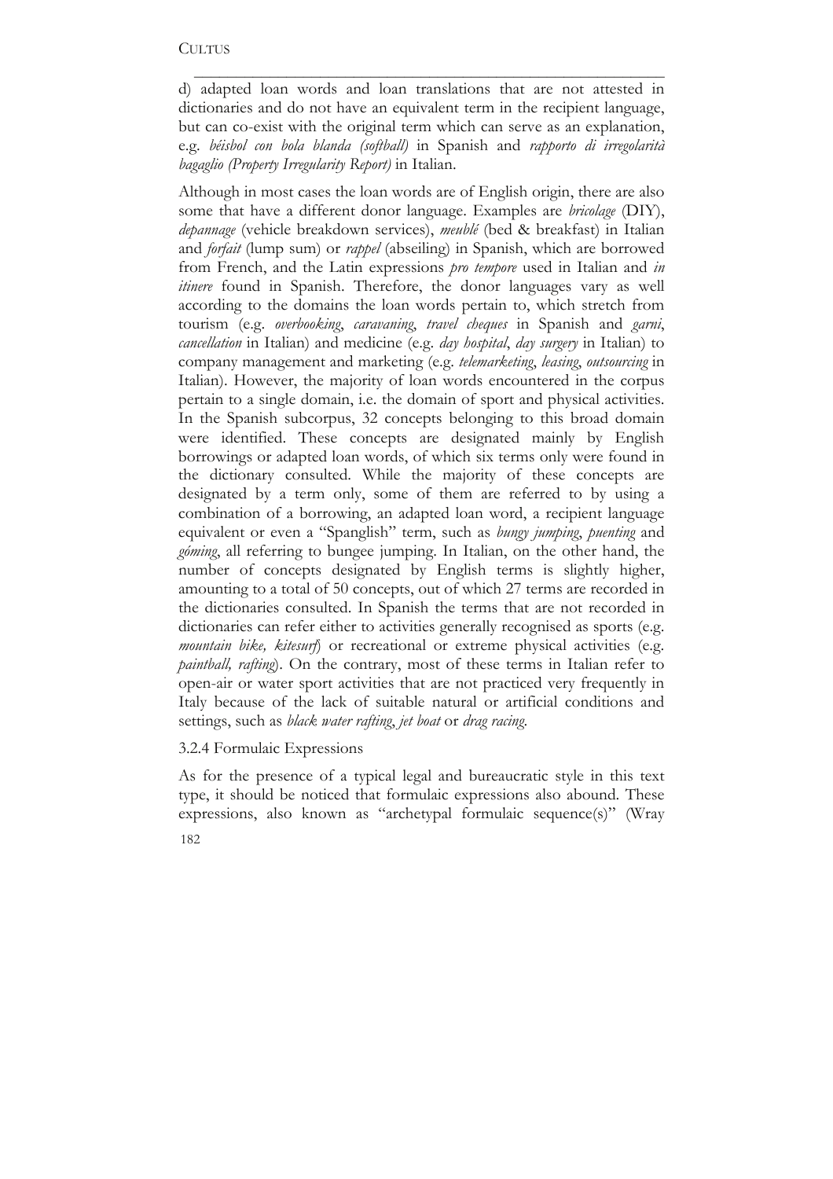d) adapted loan words and loan translations that are not attested in dictionaries and do not have an equivalent term in the recipient language, but can co-exist with the original term which can serve as an explanation, e.g. *béisbol con bola blanda (softball)* in Spanish and *rapporto di irregolarità bagaglio (Property Irregularity Report)* in Italian.

Although in most cases the loan words are of English origin, there are also some that have a different donor language. Examples are *bricolage* (DIY), *depannage* (vehicle breakdown services), *meublé* (bed & breakfast) in Italian and *forfait* (lump sum) or *rappel* (abseiling) in Spanish, which are borrowed from French, and the Latin expressions *pro tempore* used in Italian and *in itinere* found in Spanish. Therefore, the donor languages vary as well according to the domains the loan words pertain to, which stretch from tourism (e.g. *overbooking*, *caravaning*, *travel cheques* in Spanish and *garni*, *cancellation* in Italian) and medicine (e.g. *day hospital*, *day surgery* in Italian) to company management and marketing (e.g. *telemarketing*, *leasing*, *outsourcing* in Italian). However, the majority of loan words encountered in the corpus pertain to a single domain, i.e. the domain of sport and physical activities. In the Spanish subcorpus, 32 concepts belonging to this broad domain were identified. These concepts are designated mainly by English borrowings or adapted loan words, of which six terms only were found in the dictionary consulted. While the majority of these concepts are designated by a term only, some of them are referred to by using a combination of a borrowing, an adapted loan word, a recipient language equivalent or even a "Spanglish" term, such as *bungy jumping*, *puenting* and *góming*, all referring to bungee jumping. In Italian, on the other hand, the number of concepts designated by English terms is slightly higher, amounting to a total of 50 concepts, out of which 27 terms are recorded in the dictionaries consulted. In Spanish the terms that are not recorded in dictionaries can refer either to activities generally recognised as sports (e.g. *mountain bike, kitesurf*) or recreational or extreme physical activities (e.g. *paintball, rafting*). On the contrary, most of these terms in Italian refer to open-air or water sport activities that are not practiced very frequently in Italy because of the lack of suitable natural or artificial conditions and settings, such as *black water rafting*, *jet boat* or *drag racing*.

### 3.2.4 Formulaic Expressions

As for the presence of a typical legal and bureaucratic style in this text type, it should be noticed that formulaic expressions also abound. These expressions, also known as "archetypal formulaic sequence(s)" (Wray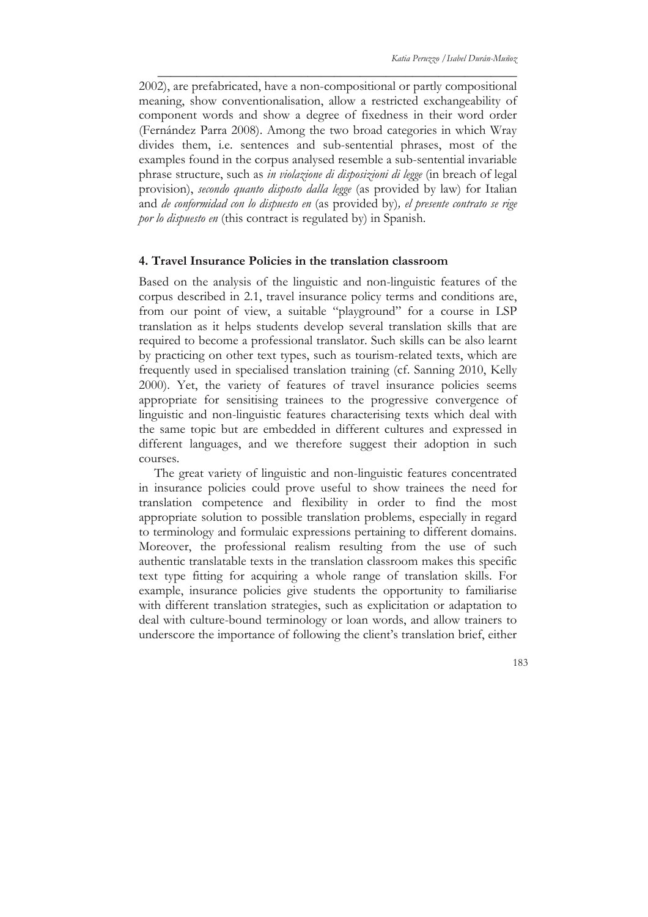2002), are prefabricated, have a non-compositional or partly compositional meaning, show conventionalisation, allow a restricted exchangeability of component words and show a degree of fixedness in their word order (Fernández Parra 2008). Among the two broad categories in which Wray divides them, i.e. sentences and sub-sentential phrases, most of the examples found in the corpus analysed resemble a sub-sentential invariable phrase structure, such as *in violazione di disposizioni di legge* (in breach of legal provision), *secondo quanto disposto dalla legge* (as provided by law) for Italian and *de conformidad con lo dispuesto en* (as provided by)*, el presente contrato se rige por lo dispuesto en* (this contract is regulated by) in Spanish.

## 4. Travel Insurance Policies in the translation classroom

Based on the analysis of the linguistic and non-linguistic features of the corpus described in 2.1, travel insurance policy terms and conditions are, from our point of view, a suitable "playground" for a course in LSP translation as it helps students develop several translation skills that are required to become a professional translator. Such skills can be also learnt by practicing on other text types, such as tourism-related texts, which are frequently used in specialised translation training (cf. Sanning 2010, Kelly 2000). Yet, the variety of features of travel insurance policies seems appropriate for sensitising trainees to the progressive convergence of linguistic and non-linguistic features characterising texts which deal with the same topic but are embedded in different cultures and expressed in different languages, and we therefore suggest their adoption in such courses.

The great variety of linguistic and non-linguistic features concentrated in insurance policies could prove useful to show trainees the need for translation competence and flexibility in order to find the most appropriate solution to possible translation problems, especially in regard to terminology and formulaic expressions pertaining to different domains. Moreover, the professional realism resulting from the use of such authentic translatable texts in the translation classroom makes this specific text type fitting for acquiring a whole range of translation skills. For example, insurance policies give students the opportunity to familiarise with different translation strategies, such as explicitation or adaptation to deal with culture-bound terminology or loan words, and allow trainers to underscore the importance of following the client's translation brief, either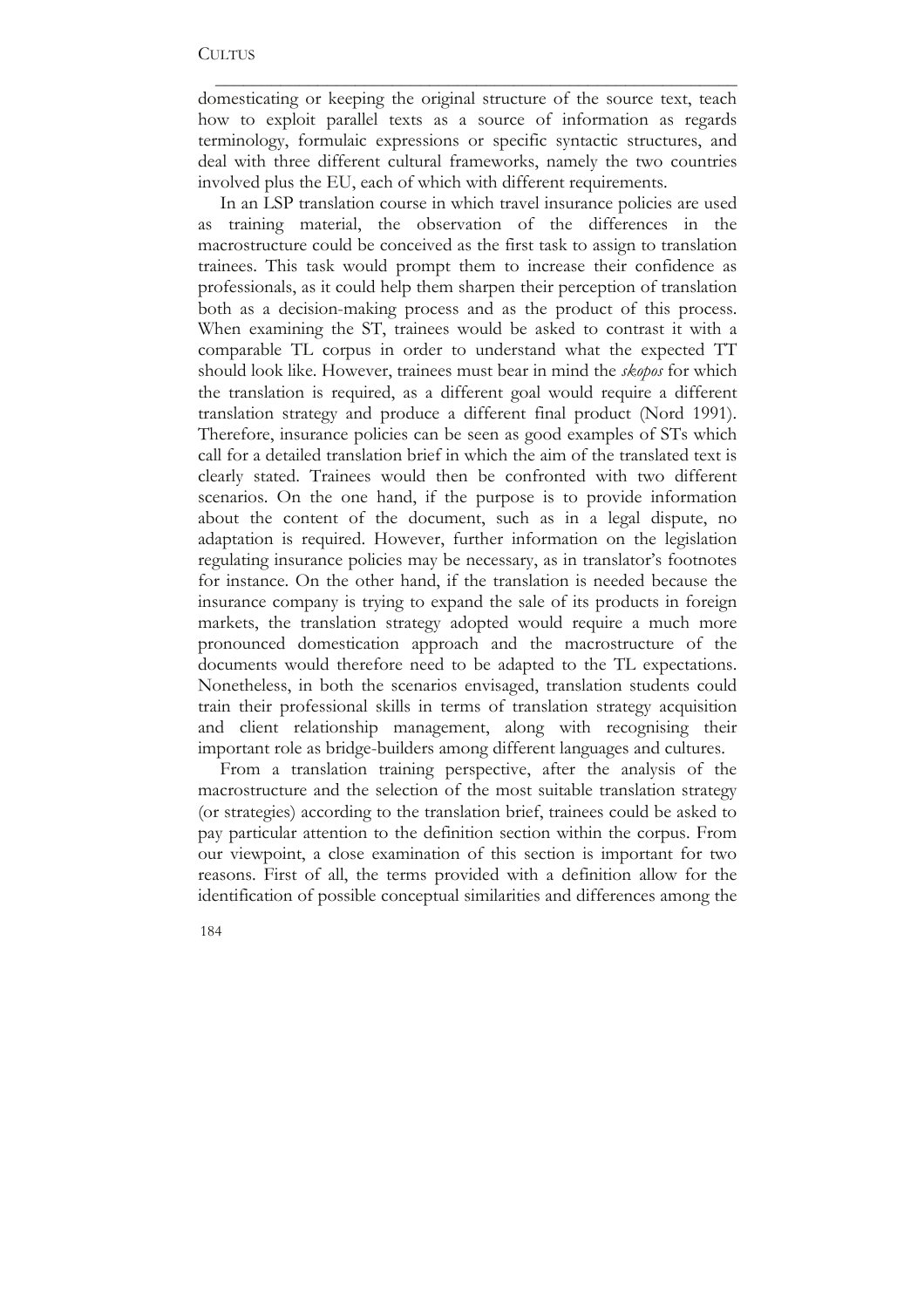domesticating or keeping the original structure of the source text, teach how to exploit parallel texts as a source of information as regards terminology, formulaic expressions or specific syntactic structures, and deal with three different cultural frameworks, namely the two countries involved plus the EU, each of which with different requirements.

In an LSP translation course in which travel insurance policies are used as training material, the observation of the differences in the macrostructure could be conceived as the first task to assign to translation trainees. This task would prompt them to increase their confidence as professionals, as it could help them sharpen their perception of translation both as a decision-making process and as the product of this process. When examining the ST, trainees would be asked to contrast it with a comparable TL corpus in order to understand what the expected TT should look like. However, trainees must bear in mind the *skopos* for which the translation is required, as a different goal would require a different translation strategy and produce a different final product (Nord 1991). Therefore, insurance policies can be seen as good examples of STs which call for a detailed translation brief in which the aim of the translated text is clearly stated. Trainees would then be confronted with two different scenarios. On the one hand, if the purpose is to provide information about the content of the document, such as in a legal dispute, no adaptation is required. However, further information on the legislation regulating insurance policies may be necessary, as in translator's footnotes for instance. On the other hand, if the translation is needed because the insurance company is trying to expand the sale of its products in foreign markets, the translation strategy adopted would require a much more pronounced domestication approach and the macrostructure of the documents would therefore need to be adapted to the TL expectations. Nonetheless, in both the scenarios envisaged, translation students could train their professional skills in terms of translation strategy acquisition and client relationship management, along with recognising their important role as bridge-builders among different languages and cultures.

From a translation training perspective, after the analysis of the macrostructure and the selection of the most suitable translation strategy (or strategies) according to the translation brief, trainees could be asked to pay particular attention to the definition section within the corpus. From our viewpoint, a close examination of this section is important for two reasons. First of all, the terms provided with a definition allow for the identification of possible conceptual similarities and differences among the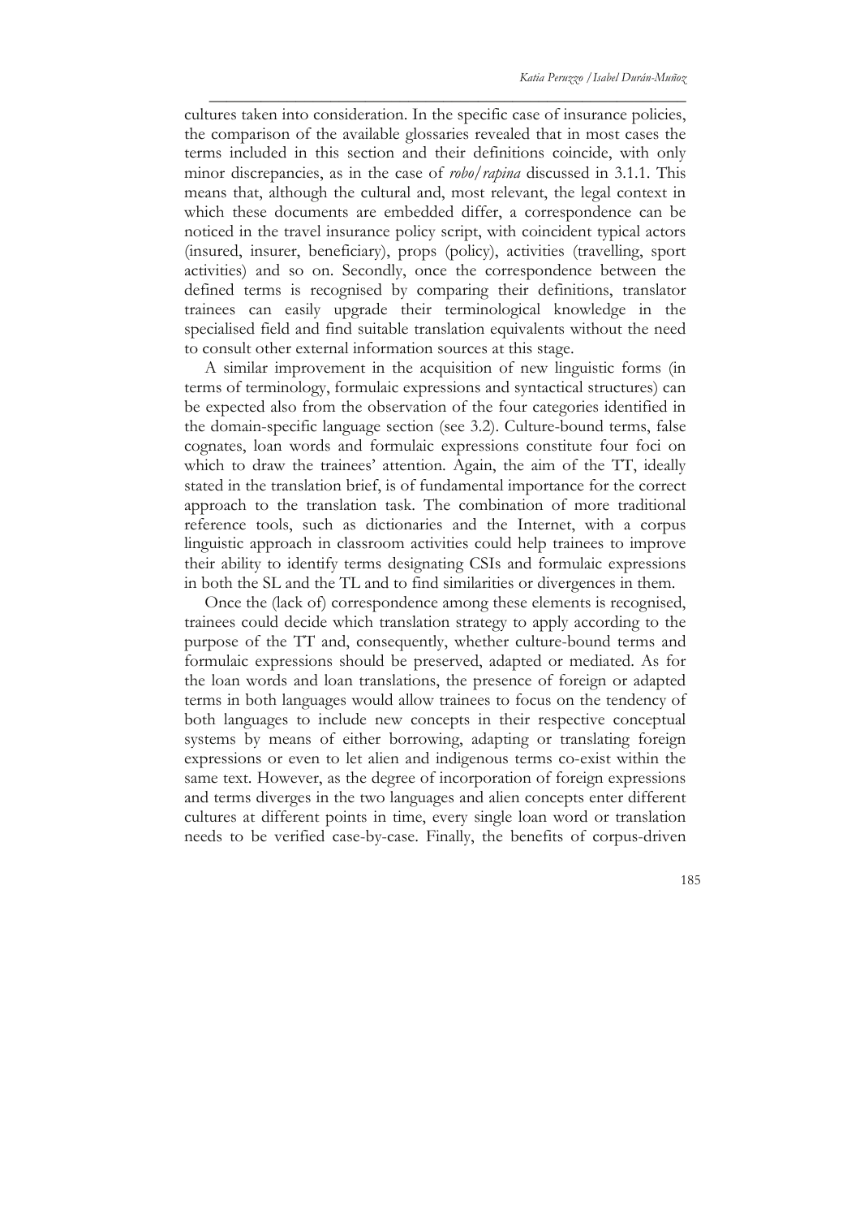cultures taken into consideration. In the specific case of insurance policies, the comparison of the available glossaries revealed that in most cases the terms included in this section and their definitions coincide, with only minor discrepancies, as in the case of *robo/rapina* discussed in 3.1.1. This means that, although the cultural and, most relevant, the legal context in which these documents are embedded differ, a correspondence can be noticed in the travel insurance policy script, with coincident typical actors (insured, insurer, beneficiary), props (policy), activities (travelling, sport activities) and so on. Secondly, once the correspondence between the defined terms is recognised by comparing their definitions, translator trainees can easily upgrade their terminological knowledge in the specialised field and find suitable translation equivalents without the need to consult other external information sources at this stage.

A similar improvement in the acquisition of new linguistic forms (in terms of terminology, formulaic expressions and syntactical structures) can be expected also from the observation of the four categories identified in the domain-specific language section (see 3.2). Culture-bound terms, false cognates, loan words and formulaic expressions constitute four foci on which to draw the trainees' attention. Again, the aim of the TT, ideally stated in the translation brief, is of fundamental importance for the correct approach to the translation task. The combination of more traditional reference tools, such as dictionaries and the Internet, with a corpus linguistic approach in classroom activities could help trainees to improve their ability to identify terms designating CSIs and formulaic expressions in both the SL and the TL and to find similarities or divergences in them.

Once the (lack of) correspondence among these elements is recognised, trainees could decide which translation strategy to apply according to the purpose of the TT and, consequently, whether culture-bound terms and formulaic expressions should be preserved, adapted or mediated. As for the loan words and loan translations, the presence of foreign or adapted terms in both languages would allow trainees to focus on the tendency of both languages to include new concepts in their respective conceptual systems by means of either borrowing, adapting or translating foreign expressions or even to let alien and indigenous terms co-exist within the same text. However, as the degree of incorporation of foreign expressions and terms diverges in the two languages and alien concepts enter different cultures at different points in time, every single loan word or translation needs to be verified case-by-case. Finally, the benefits of corpus-driven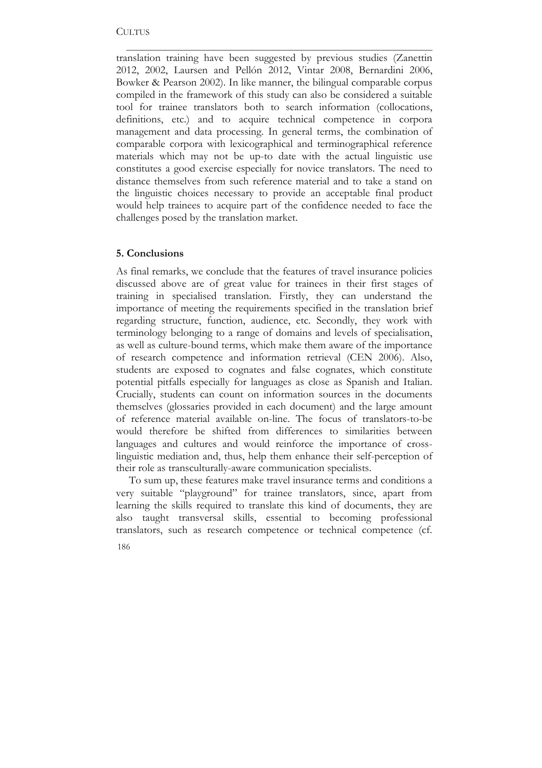translation training have been suggested by previous studies (Zanettin 2012, 2002, Laursen and Pellón 2012, Vintar 2008, Bernardini 2006, Bowker & Pearson 2002). In like manner, the bilingual comparable corpus compiled in the framework of this study can also be considered a suitable tool for trainee translators both to search information (collocations, definitions, etc.) and to acquire technical competence in corpora management and data processing. In general terms, the combination of comparable corpora with lexicographical and terminographical reference materials which may not be up-to date with the actual linguistic use constitutes a good exercise especially for novice translators. The need to distance themselves from such reference material and to take a stand on the linguistic choices necessary to provide an acceptable final product would help trainees to acquire part of the confidence needed to face the challenges posed by the translation market.

## 5. Conclusions

As final remarks, we conclude that the features of travel insurance policies discussed above are of great value for trainees in their first stages of training in specialised translation. Firstly, they can understand the importance of meeting the requirements specified in the translation brief regarding structure, function, audience, etc. Secondly, they work with terminology belonging to a range of domains and levels of specialisation, as well as culture-bound terms, which make them aware of the importance of research competence and information retrieval (CEN 2006). Also, students are exposed to cognates and false cognates, which constitute potential pitfalls especially for languages as close as Spanish and Italian. Crucially, students can count on information sources in the documents themselves (glossaries provided in each document) and the large amount of reference material available on-line. The focus of translators-to-be would therefore be shifted from differences to similarities between languages and cultures and would reinforce the importance of cross-linguistic mediation and, thus, help them enhance their self-perception of their role as transculturally-aware communication specialists.

To sum up, these features make travel insurance terms and conditions a very suitable "playground" for trainee translators, since, apart from learning the skills required to translate this kind of documents, they are also taught transversal skills, essential to becoming professional translators, such as research competence or technical competence (cf.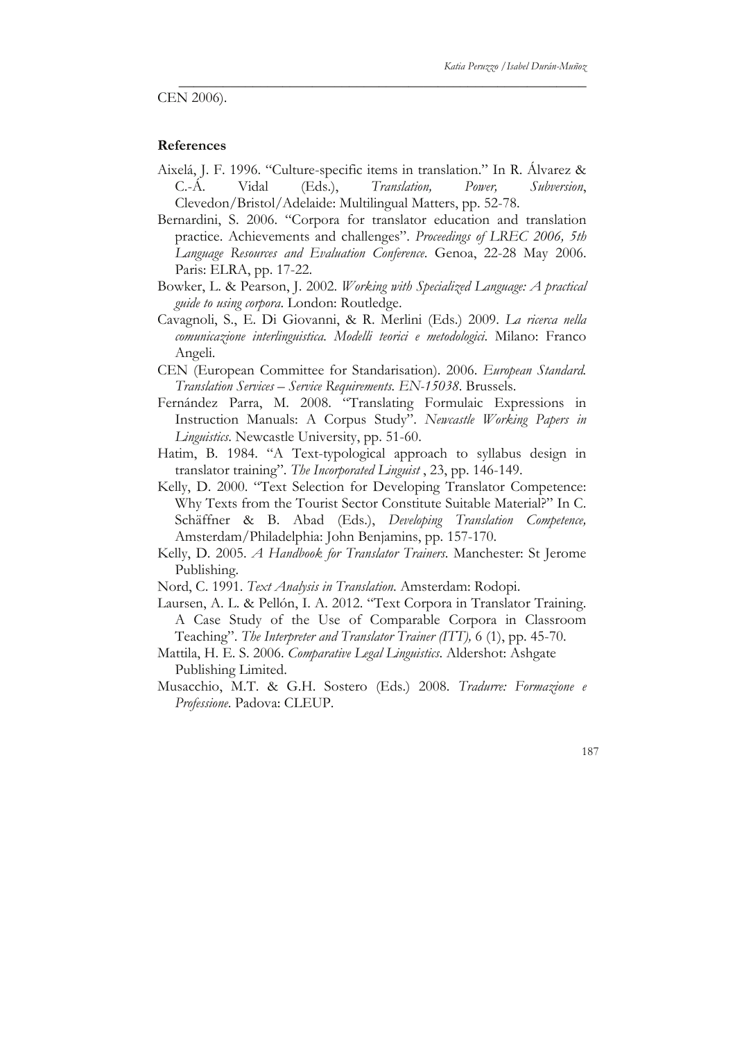CEN 2006).

## References

Aixelá, J. F. 1996. "Culture-specific items in translation." In R. Álvarez & C.-Á. Vidal (Eds.), *Translation, Power, Subversion*, Clevedon/Bristol/Adelaide: Multilingual Matters, pp. 52-78.

Bernardini, S. 2006. "Corpora for translator education and translation practice. Achievements and challenges". *Proceedings of LREC 2006, 5th Language Resources and Evaluation Conference*. Genoa, 22-28 May 2006. Paris: ELRA, pp. 17-22.

Bowker, L. & Pearson, J. 2002. *Working with Specialized Language: A practical guide to using corpora*. London: Routledge.

Cavagnoli, S., E. Di Giovanni, & R. Merlini (Eds.) 2009. *La ricerca nella comunicazione interlinguistica. Modelli teorici e metodologici*. Milano: Franco Angeli.

CEN (European Committee for Standarisation). 2006. *European Standard. Translation Services – Service Requirements. EN-15038*. Brussels.

Fernández Parra, M. 2008. "Translating Formulaic Expressions in Instruction Manuals: A Corpus Study". *Newcastle Working Papers in Linguistics*. Newcastle University, pp. 51-60.

Hatim, B. 1984. "A Text-typological approach to syllabus design in translator training". *The Incorporated Linguist* , 23, pp. 146-149.

Kelly, D. 2000. "Text Selection for Developing Translator Competence: Why Texts from the Tourist Sector Constitute Suitable Material?" In C. Schäffner & B. Abad (Eds.), *Developing Translation Competence,* Amsterdam/Philadelphia: John Benjamins, pp. 157-170.

Kelly, D. 2005. *A Handbook for Translator Trainers*. Manchester: St Jerome Publishing.

Nord, C. 1991. *Text Analysis in Translation*. Amsterdam: Rodopi.

Laursen, A. L. & Pellón, I. A. 2012. "Text Corpora in Translator Training. A Case Study of the Use of Comparable Corpora in Classroom Teaching". *The Interpreter and Translator Trainer (ITT),* 6 (1), pp. 45-70.

Mattila, H. E. S. 2006. *Comparative Legal Linguistics*. Aldershot: Ashgate Publishing Limited.

Musacchio, M.T. & G.H. Sostero (Eds.) 2008. *Tradurre: Formazione e Professione*. Padova: CLEUP.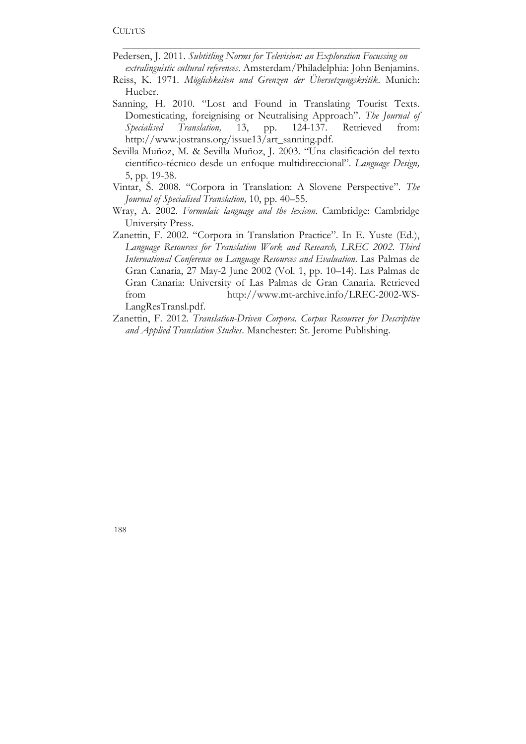Pedersen, J. 2011. *Subtitling Norms for Television: an Exploration Focussing on extralinguistic cultural references*. Amsterdam/Philadelphia: John Benjamins.

Reiss, K. 1971. *Möglichkeiten und Grenzen der Übersetzungskritik*. Munich: Hueber.

Sanning, H. 2010. "Lost and Found in Translating Tourist Texts. Domesticating, foreignising or Neutralising Approach". *The Journal of Specialised Translation,* 13, pp. 124-137. Retrieved from: http://www.jostrans.org/issue13/art_sanning.pdf.

Sevilla Muñoz, M. & Sevilla Muñoz, J. 2003. "Una clasificación del texto científico-técnico desde un enfoque multidireccional". *Language Design,* 5, pp. 19-38.

Vintar, Š. 2008. "Corpora in Translation: A Slovene Perspective". *The Journal of Specialised Translation,* 10, pp. 40–55.

Wray, A. 2002. *Formulaic language and the lexicon*. Cambridge: Cambridge University Press.

Zanettin, F. 2002. "Corpora in Translation Practice". In E. Yuste (Ed.), *Language Resources for Translation Work and Research, LREC 2002. Third International Conference on Language Resources and Evaluation*. Las Palmas de Gran Canaria, 27 May-2 June 2002 (Vol. 1, pp. 10–14). Las Palmas de Gran Canaria: University of Las Palmas de Gran Canaria. Retrieved from http://www.mt-archive.info/LREC-2002-WS-LangResTransl.pdf.

Zanettin, F. 2012. *Translation-Driven Corpora. Corpus Resources for Descriptive and Applied Translation Studies*. Manchester: St. Jerome Publishing.